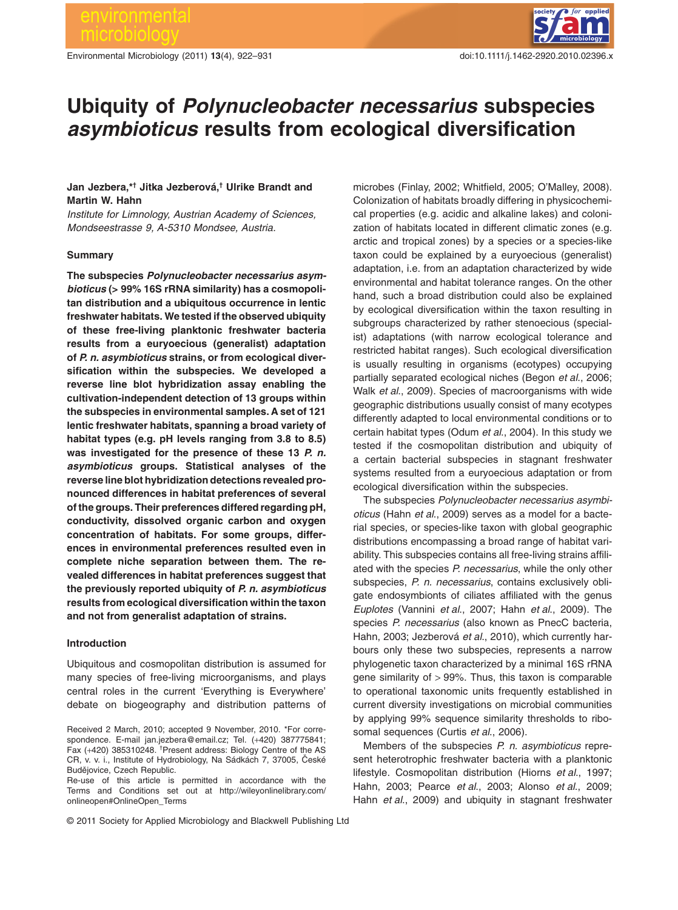# Ubiquity of *Polynucleobacter necessarius* subspecies *asymbioticus* results from ecological diversification

**Jan Jezbera,*† Jitka Jezberová,† Ulrike Brandt and Martin W. Hahn**

*Institute for Limnology, Austrian Academy of Sciences, Mondseestrasse 9, A-5310 Mondsee, Austria.*

## Summary

**The subspecies *Polynucleobacter necessarius asymbioticus* (> 99% 16S rRNA similarity) has a cosmopolitan distribution and a ubiquitous occurrence in lentic freshwater habitats. We tested if the observed ubiquity of these free-living planktonic freshwater bacteria results from a euryoecious (generalist) adaptation of *P. n. asymbioticus* strains, or from ecological diversification within the subspecies. We developed a reverse line blot hybridization assay enabling the cultivation-independent detection of 13 groups within the subspecies in environmental samples. A set of 121 lentic freshwater habitats, spanning a broad variety of habitat types (e.g. pH levels ranging from 3.8 to 8.5) was investigated for the presence of these 13 *P. n. asymbioticus* groups. Statistical analyses of the reverse line blot hybridization detections revealed pronounced differences in habitat preferences of several of the groups. Their preferences differed regarding pH, conductivity, dissolved organic carbon and oxygen concentration of habitats. For some groups, differences in environmental preferences resulted even in complete niche separation between them. The revealed differences in habitat preferences suggest that the previously reported ubiquity of *P. n. asymbioticus* results from ecological diversification within the taxon and not from generalist adaptation of strains.**

## Introduction

Ubiquitous and cosmopolitan distribution is assumed for many species of free-living microorganisms, and plays central roles in the current 'Everything is Everywhere' debate on biogeography and distribution patterns of microbes (Finlay, 2002; Whitfield, 2005; O'Malley, 2008). Colonization of habitats broadly differing in physicochemical properties (e.g. acidic and alkaline lakes) and colonization of habitats located in different climatic zones (e.g. arctic and tropical zones) by a species or a species-like taxon could be explained by a euryoecious (generalist) adaptation, i.e. from an adaptation characterized by wide environmental and habitat tolerance ranges. On the other hand, such a broad distribution could also be explained by ecological diversification within the taxon resulting in subgroups characterized by rather stenoecious (specialist) adaptations (with narrow ecological tolerance and restricted habitat ranges). Such ecological diversification is usually resulting in organisms (ecotypes) occupying partially separated ecological niches (Begon *et al.*, 2006; Walk *et al.*, 2009). Species of macroorganisms with wide geographic distributions usually consist of many ecotypes differently adapted to local environmental conditions or to certain habitat types (Odum *et al.*, 2004). In this study we tested if the cosmopolitan distribution and ubiquity of a certain bacterial subspecies in stagnant freshwater systems resulted from a euryoecious adaptation or from ecological diversification within the subspecies.

The subspecies *Polynucleobacter necessarius asymbioticus* (Hahn *et al.*, 2009) serves as a model for a bacterial species, or species-like taxon with global geographic distributions encompassing a broad range of habitat variability. This subspecies contains all free-living strains affiliated with the species *P. necessarius*, while the only other subspecies, *P. n. necessarius*, contains exclusively obligate endosymbionts of ciliates affiliated with the genus *Euplotes* (Vannini *et al.*, 2007; Hahn *et al.*, 2009). The species *P. necessarius* (also known as PnecC bacteria, Hahn, 2003; Jezberová *et al.*, 2010), which currently harbours only these two subspecies, represents a narrow phylogenetic taxon characterized by a minimal 16S rRNA gene similarity of > 99%. Thus, this taxon is comparable to operational taxonomic units frequently established in current diversity investigations on microbial communities by applying 99% sequence similarity thresholds to ribosomal sequences (Curtis *et al.*, 2006).

Members of the subspecies *P. n. asymbioticus* represent heterotrophic freshwater bacteria with a planktonic lifestyle. Cosmopolitan distribution (Hiorns *et al.*, 1997; Hahn, 2003; Pearce *et al.*, 2003; Alonso *et al.*, 2009; Hahn *et al.*, 2009) and ubiquity in stagnant freshwater

Received 2 March, 2010; accepted 9 November, 2010. *For correspondence. E-mail jan.jezbera@email.cz; Tel. (+420) 387775841; Fax (+420) 385310248. †Present address: Biology Centre of the AS CR, v. v. i., Institute of Hydrobiology, Na Sádkách 7, 37005, České Budějovice, Czech Republic.

Re-use of this article is permitted in accordance with the Terms and Conditions set out at http://wileyonlinelibrary.com/onlineopen#OnlineOpen_Terms

© 2011 Society for Applied Microbiology and Blackwell Publishing Ltd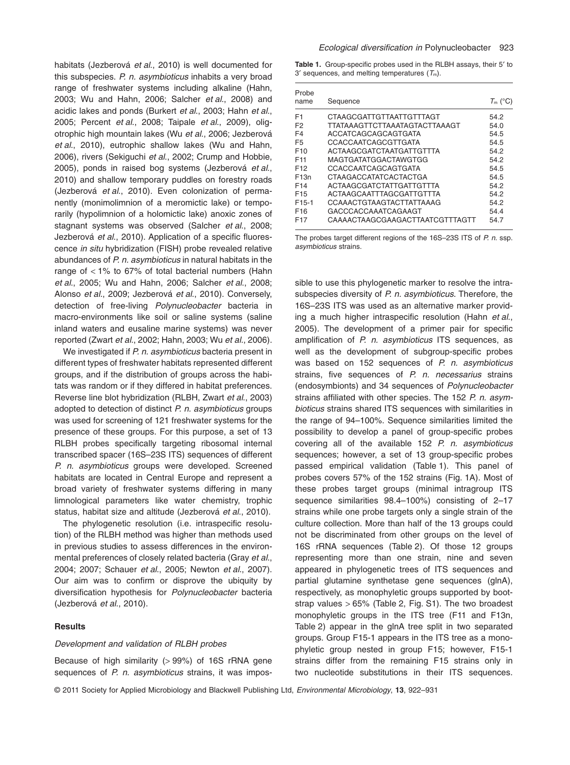habitats (Jezberová *et al*., 2010) is well documented for this subspecies. *P. n. asymbioticus* inhabits a very broad range of freshwater systems including alkaline (Hahn, 2003; Wu and Hahn, 2006; Salcher *et al*., 2008) and acidic lakes and ponds (Burkert *et al*., 2003; Hahn *et al*., 2005; Percent *et al*., 2008; Taipale *et al*., 2009), oligotrophic high mountain lakes (Wu *et al*., 2006; Jezberová *et al*., 2010), eutrophic shallow lakes (Wu and Hahn, 2006), rivers (Sekiguchi *et al*., 2002; Crump and Hobbie, 2005), ponds in raised bog systems (Jezberová *et al*., 2010) and shallow temporary puddles on forestry roads (Jezberová *et al*., 2010). Even colonization of permanently (monimolimnion of a meromictic lake) or temporarily (hypolimnion of a holomictic lake) anoxic zones of stagnant systems was observed (Salcher *et al*., 2008; Jezberová *et al*., 2010). Application of a specific fluorescence *in situ* hybridization (FISH) probe revealed relative abundances of *P. n. asymbioticus* in natural habitats in the range of < 1% to 67% of total bacterial numbers (Hahn *et al*., 2005; Wu and Hahn, 2006; Salcher *et al*., 2008; Alonso *et al*., 2009; Jezberová *et al*., 2010). Conversely, detection of free-living *Polynucleobacter* bacteria in macro-environments like soil or saline systems (saline inland waters and eusaline marine systems) was never reported (Zwart *et al*., 2002; Hahn, 2003; Wu *et al*., 2006).

We investigated if *P. n. asymbioticus* bacteria present in different types of freshwater habitats represented different groups, and if the distribution of groups across the habitats was random or if they differed in habitat preferences. Reverse line blot hybridization (RLBH, Zwart *et al*., 2003) adopted to detection of distinct *P. n. asymbioticus* groups was used for screening of 121 freshwater systems for the presence of these groups. For this purpose, a set of 13 RLBH probes specifically targeting ribosomal internal transcribed spacer (16S–23S ITS) sequences of different *P. n. asymbioticus* groups were developed. Screened habitats are located in Central Europe and represent a broad variety of freshwater systems differing in many limnological parameters like water chemistry, trophic status, habitat size and altitude (Jezberová *et al*., 2010).

The phylogenetic resolution (i.e. intraspecific resolution) of the RLBH method was higher than methods used in previous studies to assess differences in the environmental preferences of closely related bacteria (Gray *et al*., 2004; 2007; Schauer *et al*., 2005; Newton *et al*., 2007). Our aim was to confirm or disprove the ubiquity by diversification hypothesis for *Polynucleobacter* bacteria (Jezberová *et al*., 2010).

## Results

### *Development and validation of RLBH probes*

Because of high similarity (> 99%) of 16S rRNA gene sequences of *P. n. asymbioticus* strains, it was impossible to use this phylogenetic marker to resolve the intrasubspecies diversity of *P. n. asymbioticus*. Therefore, the 16S–23S ITS was used as an alternative marker providing a much higher intraspecific resolution (Hahn *et al*., 2005). The development of a primer pair for specific amplification of *P. n. asymbioticus* ITS sequences, as well as the development of subgroup-specific probes was based on 152 sequences of *P. n. asymbioticus* strains, five sequences of *P. n. necessarius* strains (endosymbionts) and 34 sequences of *Polynucleobacter* strains affiliated with other species. The 152 *P. n. asymbioticus* strains shared ITS sequences with similarities in the range of 94–100%. Sequence similarities limited the possibility to develop a panel of group-specific probes covering all of the available 152 *P. n. asymbioticus* sequences; however, a set of 13 group-specific probes passed empirical validation (Table 1). This panel of probes covers 57% of the 152 strains (Fig. 1A). Most of these probes target groups (minimal intragroup ITS sequence similarities 98.4–100%) consisting of 2–17 strains while one probe targets only a single strain of the culture collection. More than half of the 13 groups could not be discriminated from other groups on the level of 16S rRNA sequences (Table 2). Of those 12 groups representing more than one strain, nine and seven appeared in phylogenetic trees of ITS sequences and partial glutamine synthetase gene sequences (glnA), respectively, as monophyletic groups supported by bootstrap values > 65% (Table 2, Fig. S1). The two broadest monophyletic groups in the ITS tree (F11 and F13n, Table 2) appear in the glnA tree split in two separated groups. Group F15-1 appears in the ITS tree as a monophyletic group nested in group F15; however, F15-1 strains differ from the remaining F15 strains only in two nucleotide substitutions in their ITS sequences.

**Table 1.** Group-specific probes used in the RLBH assays, their 5′ to 3′ sequences, and melting temperatures ($T_m$).

| Probe name | Sequence | $T_m$ (°C) |
|---|---|---|
| F1 | CTAAGCGATTGTTAATTGTTTAGT | 54.2 |
| F2 | TTATAAAGTTCTTAAATAGTACTTAAAGT | 54.0 |
| F4 | ACCATCAGCAGCAGTGATA | 54.5 |
| F5 | CCACCAATCAGCGTTGATA | 54.5 |
| F10 | ACTAAGCGATCTAATGATTGTTTA | 54.2 |
| F11 | MAGTGATATGGACTAWGTGG | 54.2 |
| F12 | CCACCAATCAGCAGTGATA | 54.5 |
| F13n | CTAAGACCATATCACTACTGA | 54.5 |
| F14 | ACTAAGCGATCTATTGATTGTTTA | 54.2 |
| F15 | ACTAAGCAATTTAGCGATTGTTTA | 54.2 |
| F15-1 | CCAAACTGTAAGTACTTATTAAAG | 54.2 |
| F16 | GACCCACCAAATCAGAAGT | 54.4 |
| F17 | CAAAACTAAGCGAAGACTTAATCGTTTAGTT | 54.7 |

The probes target different regions of the 16S–23S ITS of *P. n.* ssp. *asymbioticus* strains.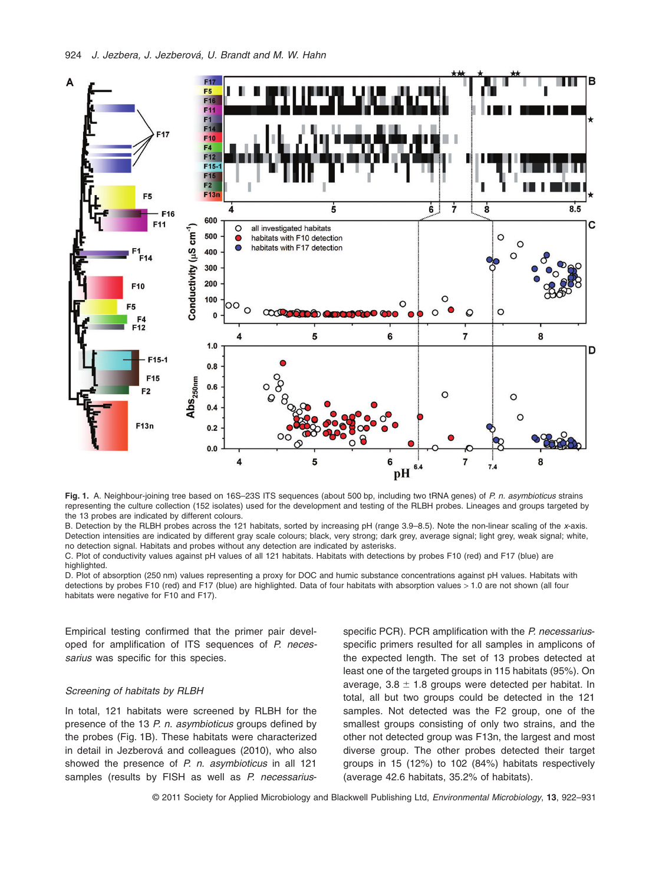**Fig. 1.** A. Neighbour-joining tree based on 16S–23S ITS sequences (about 500 bp, including two tRNA genes) of *P. n. asymbioticus* strains representing the culture collection (152 isolates) used for the development and testing of the RLBH probes. Lineages and groups targeted by the 13 probes are indicated by different colours.
B. Detection by the RLBH probes across the 121 habitats, sorted by increasing pH (range 3.9–8.5). Note the non-linear scaling of the *x*-axis. Detection intensities are indicated by different gray scale colours; black, very strong; dark grey, average signal; light grey, weak signal; white, no detection signal. Habitats and probes without any detection are indicated by asterisks.
C. Plot of conductivity values against pH values of all 121 habitats. Habitats with detections by probes F10 (red) and F17 (blue) are highlighted.
D. Plot of absorption (250 nm) values representing a proxy for DOC and humic substance concentrations against pH values. Habitats with detections by probes F10 (red) and F17 (blue) are highlighted. Data of four habitats with absorption values > 1.0 are not shown (all four habitats were negative for F10 and F17).

Empirical testing confirmed that the primer pair developed for amplification of ITS sequences of *P. necessarius* was specific for this species.

### Screening of habitats by RLBH

In total, 121 habitats were screened by RLBH for the presence of the 13 *P. n. asymbioticus* groups defined by the probes (Fig. 1B). These habitats were characterized in detail in Jezberová and colleagues (2010), who also showed the presence of *P. n. asymbioticus* in all 121 samples (results by FISH as well as *P. necessarius*-specific PCR). PCR amplification with the *P. necessarius*-specific primers resulted for all samples in amplicons of the expected length. The set of 13 probes detected at least one of the targeted groups in 115 habitats (95%). On average, 3.8 ± 1.8 groups were detected per habitat. In total, all but two groups could be detected in the 121 samples. Not detected was the F2 group, one of the smallest groups consisting of only two strains, and the other not detected group was F13n, the largest and most diverse group. The other probes detected their target groups in 15 (12%) to 102 (84%) habitats respectively (average 42.6 habitats, 35.2% of habitats).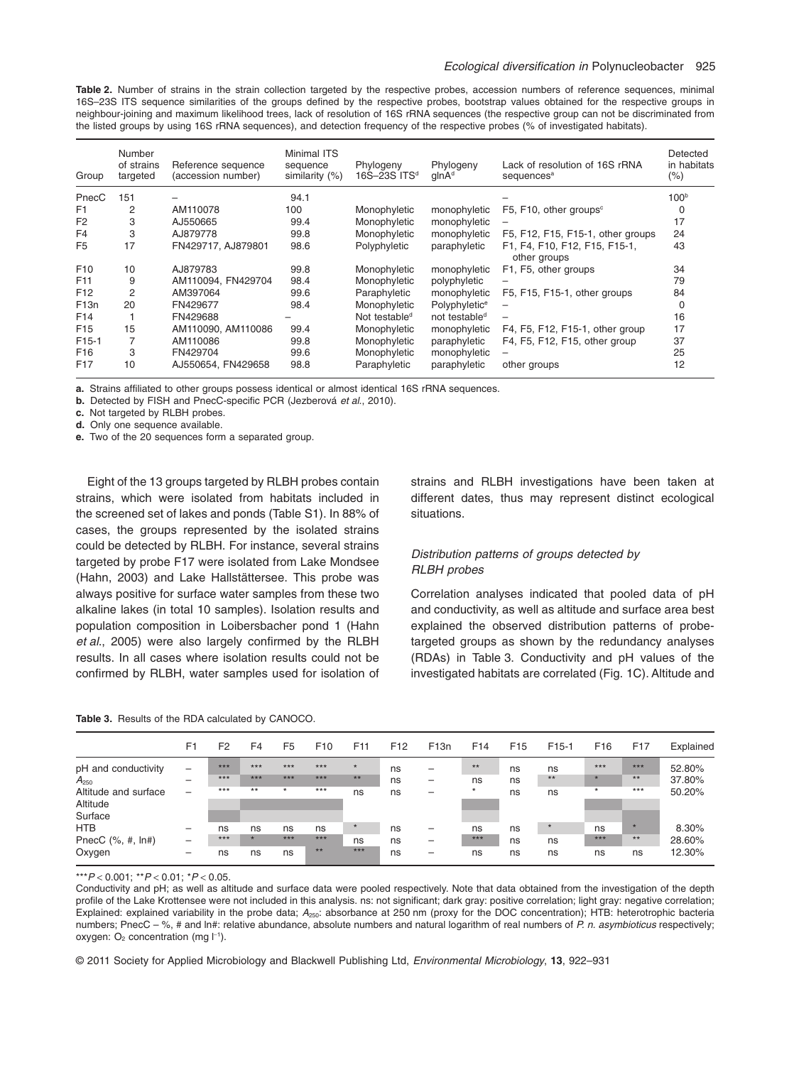**Table 2.** Number of strains in the strain collection targeted by the respective probes, accession numbers of reference sequences, minimal 16S–23S ITS sequence similarities of the groups defined by the respective probes, bootstrap values obtained for the respective groups in neighbour-joining and maximum likelihood trees, lack of resolution of 16S rRNA sequences (the respective group can not be discriminated from the listed groups by using 16S rRNA sequences), and detection frequency of the respective probes (% of investigated habitats).

| Group | Number of strains targeted | Reference sequence (accession number) | Minimal ITS sequence similarity (%) | Phylogeny 16S–23S ITS[d] | Phylogeny glnA[d] | Lack of resolution of 16S rRNA sequences[a] | Detected in habitats (%) |
|---|---|---|---|---|---|---|---|
| PnecC | 151 | – | 94.1 | | | – | 100[b] |
| F1 | 2 | AM110078 | 100 | Monophyletic | monophyletic | F5, F10, other groups[c] | 0 |
| F2 | 3 | AJ550665 | 99.4 | Monophyletic | monophyletic | – | 17 |
| F4 | 3 | AJ879778 | 99.8 | Monophyletic | monophyletic | F5, F12, F15, F15-1, other groups | 24 |
| F5 | 17 | FN429717, AJ879801 | 98.6 | Polyphyletic | paraphyletic | F1, F4, F10, F12, F15, F15-1, other groups | 43 |
| F10 | 10 | AJ879783 | 99.8 | Monophyletic | monophyletic | F1, F5, other groups | 34 |
| F11 | 9 | AM110094, FN429704 | 98.4 | Monophyletic | polyphyletic | – | 79 |
| F12 | 2 | AM397064 | 99.6 | Paraphyletic | monophyletic | F5, F15, F15-1, other groups | 84 |
| F13n | 20 | FN429677 | 98.4 | Monophyletic | Polyphyletic[e] | – | 0 |
| F14 | 1 | FN429688 | – | Not testable[d] | not testable[d] | – | 16 |
| F15 | 15 | AM110090, AM110086 | 99.4 | Monophyletic | monophyletic | F4, F5, F12, F15-1, other group | 17 |
| F15-1 | 7 | AM110086 | 99.8 | Monophyletic | paraphyletic | F4, F5, F12, F15, other group | 37 |
| F16 | 3 | FN429704 | 99.6 | Monophyletic | monophyletic | – | 25 |
| F17 | 10 | AJ550654, FN429658 | 98.8 | Paraphyletic | paraphyletic | other groups | 12 |

**a.** Strains affiliated to other groups possess identical or almost identical 16S rRNA sequences.
**b.** Detected by FISH and PnecC-specific PCR (Jezberová *et al.*, 2010).
**c.** Not targeted by RLBH probes.
**d.** Only one sequence available.
**e.** Two of the 20 sequences form a separated group.

Eight of the 13 groups targeted by RLBH probes contain strains, which were isolated from habitats included in the screened set of lakes and ponds (Table S1). In 88% of cases, the groups represented by the isolated strains could be detected by RLBH. For instance, several strains targeted by probe F17 were isolated from Lake Mondsee (Hahn, 2003) and Lake Hallstättersee. This probe was always positive for surface water samples from these two alkaline lakes (in total 10 samples). Isolation results and population composition in Loibersbacher pond 1 (Hahn *et al.*, 2005) were also largely confirmed by the RLBH results. In all cases where isolation results could not be confirmed by RLBH, water samples used for isolation of strains and RLBH investigations have been taken at different dates, thus may represent distinct ecological situations.

### *Distribution patterns of groups detected by RLBH probes*

Correlation analyses indicated that pooled data of pH and conductivity, as well as altitude and surface area best explained the observed distribution patterns of probe-targeted groups as shown by the redundancy analyses (RDAs) in Table 3. Conductivity and pH values of the investigated habitats are correlated (Fig. 1C). Altitude and

**Table 3.** Results of the RDA calculated by CANOCO.

| | F1 | F2 | F4 | F5 | F10 | F11 | F12 | F13n | F14 | F15 | F15-1 | F16 | F17 | Explained |
|---|---|---|---|---|---|---|---|---|---|---|---|---|---|---|
| pH and conductivity | – | *** | *** | *** | *** | * | ns | – | ** | ns | ns | *** | *** | 52.80% |
| $A_{250}$ | – | *** | *** | *** | *** | ** | ns | – | ns | ns | ** | * | ** | 37.80% |
| Altitude and surface | – | *** | ** | * | *** | ns | ns | – | * | ns | ns | * | *** | 50.20% |
| Altitude | | | | | | | | | | | | | | |
| Surface | | | | | | | | | | | | | | |
| HTB | – | ns | ns | ns | ns | * | ns | – | ns | ns | * | ns | * | 8.30% |
| PnecC (%, #, ln#) | – | *** | * | *** | *** | ns | ns | – | *** | ns | ns | *** | ** | 28.60% |
| Oxygen | – | ns | ns | ns | ** | *** | ns | – | ns | ns | ns | ns | ns | 12.30% |

***$P < 0.001$; **$P < 0.01$; *$P < 0.05$.

Conductivity and pH; as well as altitude and surface data were pooled respectively. Note that data obtained from the investigation of the depth profile of the Lake Krottensee were not included in this analysis. ns: not significant; dark gray: positive correlation; light gray: negative correlation; Explained: explained variability in the probe data; $A_{250}$: absorbance at 250 nm (proxy for the DOC concentration); HTB: heterotrophic bacteria numbers; PnecC – %, # and ln#: relative abundance, absolute numbers and natural logarithm of real numbers of *P. n. asymbioticus* respectively; oxygen: $O_2$ concentration (mg $l^{-1}$).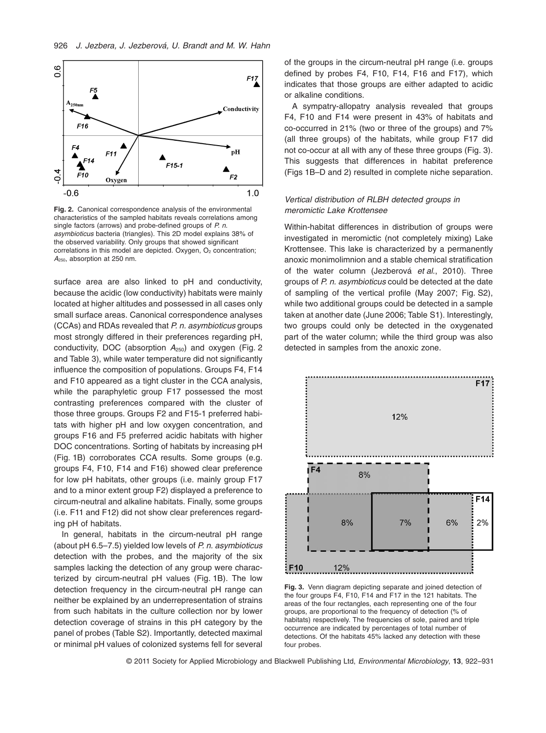**Fig. 2.** Canonical correspondence analysis of the environmental characteristics of the sampled habitats reveals correlations among single factors (arrows) and probe-defined groups of *P. n. asymbioticus* bacteria (triangles). This 2D model explains 38% of the observed variability. Only groups that showed significant correlations in this model are depicted. Oxygen, $O_2$ concentration; $A_{250}$, absorption at 250 nm.

surface area are also linked to pH and conductivity, because the acidic (low conductivity) habitats were mainly located at higher altitudes and possessed in all cases only small surface areas. Canonical correspondence analyses (CCAs) and RDAs revealed that *P. n. asymbioticus* groups most strongly differed in their preferences regarding pH, conductivity, DOC (absorption $A_{250}$) and oxygen (Fig. 2 and Table 3), while water temperature did not significantly influence the composition of populations. Groups F4, F14 and F10 appeared as a tight cluster in the CCA analysis, while the paraphyletic group F17 possessed the most contrasting preferences compared with the cluster of those three groups. Groups F2 and F15-1 preferred habitats with higher pH and low oxygen concentration, and groups F16 and F5 preferred acidic habitats with higher DOC concentrations. Sorting of habitats by increasing pH (Fig. 1B) corroborates CCA results. Some groups (e.g. groups F4, F10, F14 and F16) showed clear preference for low pH habitats, other groups (i.e. mainly group F17 and to a minor extent group F2) displayed a preference to circum-neutral and alkaline habitats. Finally, some groups (i.e. F11 and F12) did not show clear preferences regarding pH of habitats.

In general, habitats in the circum-neutral pH range (about pH 6.5–7.5) yielded low levels of *P. n. asymbioticus* detection with the probes, and the majority of the six samples lacking the detection of any group were characterized by circum-neutral pH values (Fig. 1B). The low detection frequency in the circum-neutral pH range can neither be explained by an underrepresentation of strains from such habitats in the culture collection nor by lower detection coverage of strains in this pH category by the panel of probes (Table S2). Importantly, detected maximal or minimal pH values of colonized systems fell for several of the groups in the circum-neutral pH range (i.e. groups defined by probes F4, F10, F14, F16 and F17), which indicates that those groups are either adapted to acidic or alkaline conditions.

A sympatry-allopatry analysis revealed that groups F4, F10 and F14 were present in 43% of habitats and co-occurred in 21% (two or three of the groups) and 7% (all three groups) of the habitats, while group F17 did not co-occur at all with any of these three groups (Fig. 3). This suggests that differences in habitat preference (Figs 1B–D and 2) resulted in complete niche separation.

### *Vertical distribution of RLBH detected groups in meromictic Lake Krottensee*

Within-habitat differences in distribution of groups were investigated in meromictic (not completely mixing) Lake Krottensee. This lake is characterized by a permanently anoxic monimolimnion and a stable chemical stratification of the water column (Jezberová *et al.*, 2010). Three groups of *P. n. asymbioticus* could be detected at the date of sampling of the vertical profile (May 2007; Fig. S2), while two additional groups could be detected in a sample taken at another date (June 2006; Table S1). Interestingly, two groups could only be detected in the oxygenated part of the water column; while the third group was also detected in samples from the anoxic zone.

**Fig. 3.** Venn diagram depicting separate and joined detection of the four groups F4, F10, F14 and F17 in the 121 habitats. The areas of the four rectangles, each representing one of the four groups, are proportional to the frequency of detection (% of habitats) respectively. The frequencies of sole, paired and triple occurrence are indicated by percentages of total number of detections. Of the habitats 45% lacked any detection with these four probes.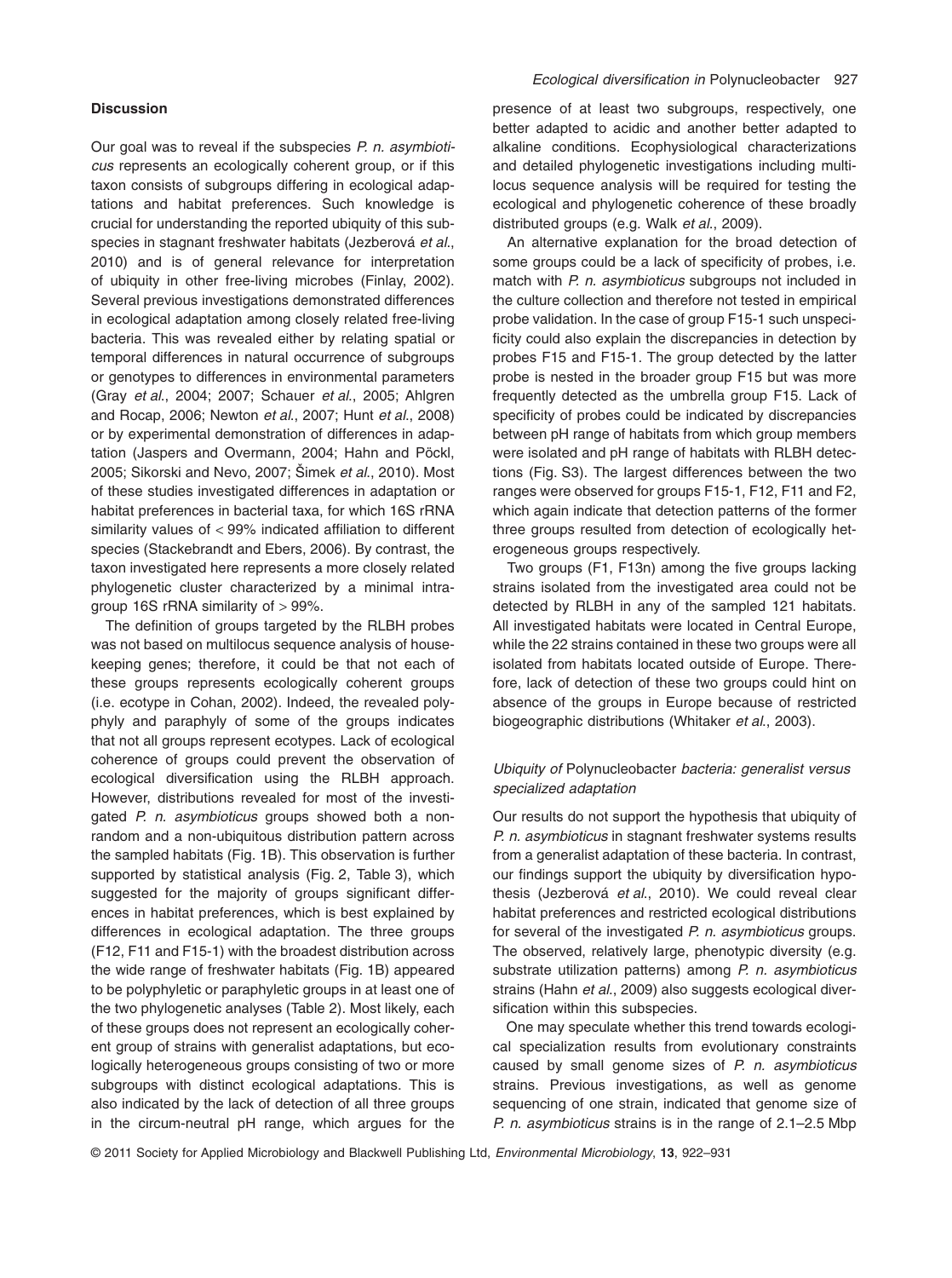## Discussion

Our goal was to reveal if the subspecies *P. n. asymbioticus* represents an ecologically coherent group, or if this taxon consists of subgroups differing in ecological adaptations and habitat preferences. Such knowledge is crucial for understanding the reported ubiquity of this subspecies in stagnant freshwater habitats (Jezberová *et al*., 2010) and is of general relevance for interpretation of ubiquity in other free-living microbes (Finlay, 2002). Several previous investigations demonstrated differences in ecological adaptation among closely related free-living bacteria. This was revealed either by relating spatial or temporal differences in natural occurrence of subgroups or genotypes to differences in environmental parameters (Gray *et al*., 2004; 2007; Schauer *et al*., 2005; Ahlgren and Rocap, 2006; Newton *et al*., 2007; Hunt *et al*., 2008) or by experimental demonstration of differences in adaptation (Jaspers and Overmann, 2004; Hahn and Pöckl, 2005; Sikorski and Nevo, 2007; Šimek *et al*., 2010). Most of these studies investigated differences in adaptation or habitat preferences in bacterial taxa, for which 16S rRNA similarity values of < 99% indicated affiliation to different species (Stackebrandt and Ebers, 2006). By contrast, the taxon investigated here represents a more closely related phylogenetic cluster characterized by a minimal intragroup 16S rRNA similarity of > 99%.

The definition of groups targeted by the RLBH probes was not based on multilocus sequence analysis of housekeeping genes; therefore, it could be that not each of these groups represents ecologically coherent groups (i.e. ecotype in Cohan, 2002). Indeed, the revealed polyphyly and paraphyly of some of the groups indicates that not all groups represent ecotypes. Lack of ecological coherence of groups could prevent the observation of ecological diversification using the RLBH approach. However, distributions revealed for most of the investigated *P. n. asymbioticus* groups showed both a nonrandom and a non-ubiquitous distribution pattern across the sampled habitats (Fig. 1B). This observation is further supported by statistical analysis (Fig. 2, Table 3), which suggested for the majority of groups significant differences in habitat preferences, which is best explained by differences in ecological adaptation. The three groups (F12, F11 and F15-1) with the broadest distribution across the wide range of freshwater habitats (Fig. 1B) appeared to be polyphyletic or paraphyletic groups in at least one of the two phylogenetic analyses (Table 2). Most likely, each of these groups does not represent an ecologically coherent group of strains with generalist adaptations, but ecologically heterogeneous groups consisting of two or more subgroups with distinct ecological adaptations. This is also indicated by the lack of detection of all three groups in the circum-neutral pH range, which argues for the presence of at least two subgroups, respectively, one better adapted to acidic and another better adapted to alkaline conditions. Ecophysiological characterizations and detailed phylogenetic investigations including multilocus sequence analysis will be required for testing the ecological and phylogenetic coherence of these broadly distributed groups (e.g. Walk *et al*., 2009).

An alternative explanation for the broad detection of some groups could be a lack of specificity of probes, i.e. match with *P. n. asymbioticus* subgroups not included in the culture collection and therefore not tested in empirical probe validation. In the case of group F15-1 such unspecificity could also explain the discrepancies in detection by probes F15 and F15-1. The group detected by the latter probe is nested in the broader group F15 but was more frequently detected as the umbrella group F15. Lack of specificity of probes could be indicated by discrepancies between pH range of habitats from which group members were isolated and pH range of habitats with RLBH detections (Fig. S3). The largest differences between the two ranges were observed for groups F15-1, F12, F11 and F2, which again indicate that detection patterns of the former three groups resulted from detection of ecologically heterogeneous groups respectively.

Two groups (F1, F13n) among the five groups lacking strains isolated from the investigated area could not be detected by RLBH in any of the sampled 121 habitats. All investigated habitats were located in Central Europe, while the 22 strains contained in these two groups were all isolated from habitats located outside of Europe. Therefore, lack of detection of these two groups could hint on absence of the groups in Europe because of restricted biogeographic distributions (Whitaker *et al*., 2003).

### *Ubiquity of* Polynucleobacter *bacteria: generalist versus specialized adaptation*

Our results do not support the hypothesis that ubiquity of *P. n. asymbioticus* in stagnant freshwater systems results from a generalist adaptation of these bacteria. In contrast, our findings support the ubiquity by diversification hypothesis (Jezberová *et al*., 2010). We could reveal clear habitat preferences and restricted ecological distributions for several of the investigated *P. n. asymbioticus* groups. The observed, relatively large, phenotypic diversity (e.g. substrate utilization patterns) among *P. n. asymbioticus* strains (Hahn *et al*., 2009) also suggests ecological diversification within this subspecies.

One may speculate whether this trend towards ecological specialization results from evolutionary constraints caused by small genome sizes of *P. n. asymbioticus* strains. Previous investigations, as well as genome sequencing of one strain, indicated that genome size of *P. n. asymbioticus* strains is in the range of 2.1–2.5 Mbp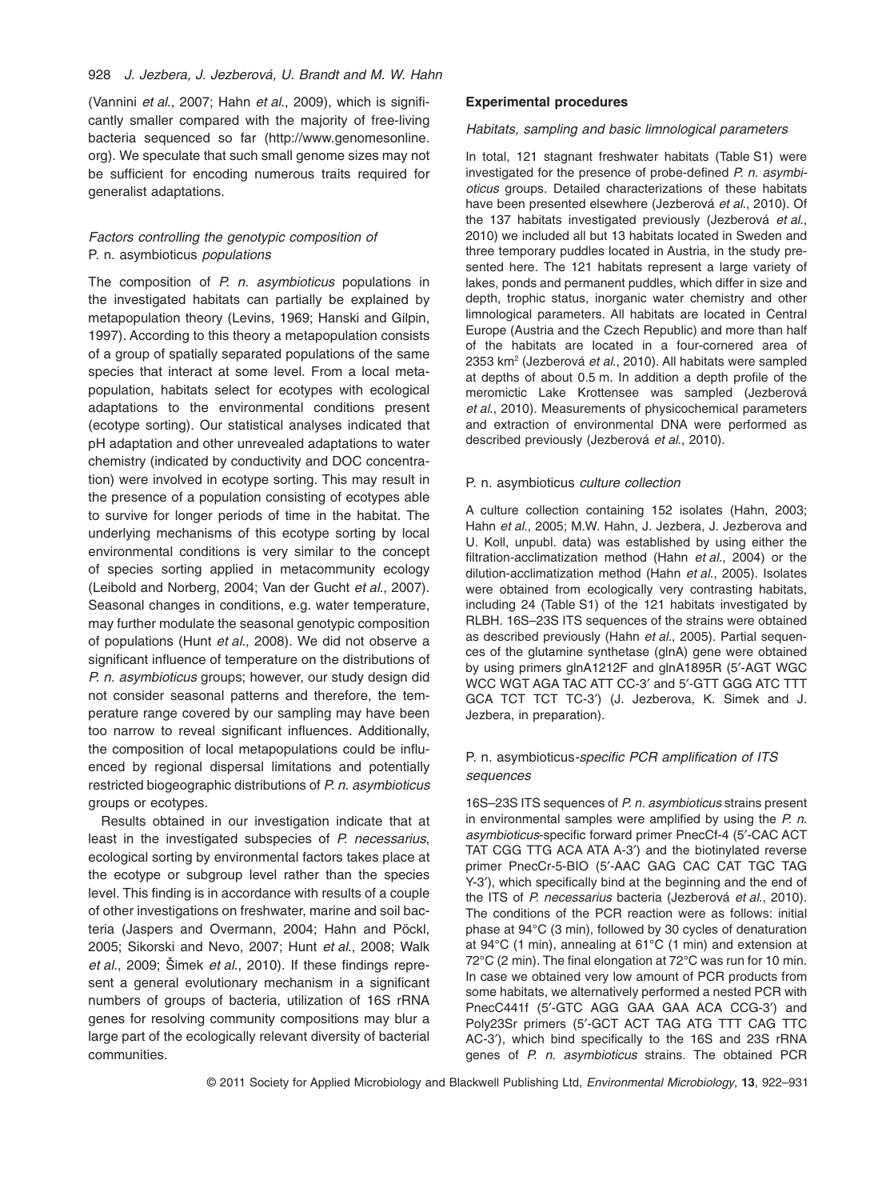(Vannini *et al*., 2007; Hahn *et al*., 2009), which is significantly smaller compared with the majority of free-living bacteria sequenced so far (http://www.genomesonline.org). We speculate that such small genome sizes may not be sufficient for encoding numerous traits required for generalist adaptations.

### *Factors controlling the genotypic composition of* P. n. asymbioticus *populations*

The composition of *P. n. asymbioticus* populations in the investigated habitats can partially be explained by metapopulation theory (Levins, 1969; Hanski and Gilpin, 1997). According to this theory a metapopulation consists of a group of spatially separated populations of the same species that interact at some level. From a local metapopulation, habitats select for ecotypes with ecological adaptations to the environmental conditions present (ecotype sorting). Our statistical analyses indicated that pH adaptation and other unrevealed adaptations to water chemistry (indicated by conductivity and DOC concentration) were involved in ecotype sorting. This may result in the presence of a population consisting of ecotypes able to survive for longer periods of time in the habitat. The underlying mechanisms of this ecotype sorting by local environmental conditions is very similar to the concept of species sorting applied in metacommunity ecology (Leibold and Norberg, 2004; Van der Gucht *et al*., 2007). Seasonal changes in conditions, e.g. water temperature, may further modulate the seasonal genotypic composition of populations (Hunt *et al*., 2008). We did not observe a significant influence of temperature on the distributions of *P. n. asymbioticus* groups; however, our study design did not consider seasonal patterns and therefore, the temperature range covered by our sampling may have been too narrow to reveal significant influences. Additionally, the composition of local metapopulations could be influenced by regional dispersal limitations and potentially restricted biogeographic distributions of *P. n. asymbioticus* groups or ecotypes.

Results obtained in our investigation indicate that at least in the investigated subspecies of *P. necessarius*, ecological sorting by environmental factors takes place at the ecotype or subgroup level rather than the species level. This finding is in accordance with results of a couple of other investigations on freshwater, marine and soil bacteria (Jaspers and Overmann, 2004; Hahn and Pöckl, 2005; Sikorski and Nevo, 2007; Hunt *et al*., 2008; Walk *et al*., 2009; Šimek *et al*., 2010). If these findings represent a general evolutionary mechanism in a significant numbers of groups of bacteria, utilization of 16S rRNA genes for resolving community compositions may blur a large part of the ecologically relevant diversity of bacterial communities.

## Experimental procedures

### *Habitats, sampling and basic limnological parameters*

In total, 121 stagnant freshwater habitats (Table S1) were investigated for the presence of probe-defined *P. n. asymbioticus* groups. Detailed characterizations of these habitats have been presented elsewhere (Jezberová *et al*., 2010). Of the 137 habitats investigated previously (Jezberová *et al*., 2010) we included all but 13 habitats located in Sweden and three temporary puddles located in Austria, in the study presented here. The 121 habitats represent a large variety of lakes, ponds and permanent puddles, which differ in size and depth, trophic status, inorganic water chemistry and other limnological parameters. All habitats are located in Central Europe (Austria and the Czech Republic) and more than half of the habitats are located in a four-cornered area of 2353 $km^2$ (Jezberová *et al*., 2010). All habitats were sampled at depths of about 0.5 m. In addition a depth profile of the meromictic Lake Krottensee was sampled (Jezberová *et al*., 2010). Measurements of physicochemical parameters and extraction of environmental DNA were performed as described previously (Jezberová *et al*., 2010).

### P. n. asymbioticus *culture collection*

A culture collection containing 152 isolates (Hahn, 2003; Hahn *et al*., 2005; M.W. Hahn, J. Jezbera, J. Jezberova and U. Koll, unpubl. data) was established by using either the filtration-acclimatization method (Hahn *et al*., 2004) or the dilution-acclimatization method (Hahn *et al*., 2005). Isolates were obtained from ecologically very contrasting habitats, including 24 (Table S1) of the 121 habitats investigated by RLBH. 16S–23S ITS sequences of the strains were obtained as described previously (Hahn *et al*., 2005). Partial sequences of the glutamine synthetase (glnA) gene were obtained by using primers glnA1212F and glnA1895R (5′-AGT WGC WCC WGT AGA TAC ATT CC-3′ and 5′-GTT GGG ATC TTT GCA TCT TCT TC-3′) (J. Jezberova, K. Simek and J. Jezbera, in preparation).

### P. n. asymbioticus*-specific PCR amplification of ITS sequences*

16S–23S ITS sequences of *P. n. asymbioticus* strains present in environmental samples were amplified by using the *P. n. asymbioticus*-specific forward primer PnecCf-4 (5′-CAC ACT TAT CGG TTG ACA ATA A-3′) and the biotinylated reverse primer PnecCr-5-BIO (5′-AAC GAG CAC CAT TGC TAG Y-3′), which specifically bind at the beginning and the end of the ITS of *P. necessarius* bacteria (Jezberová *et al*., 2010). The conditions of the PCR reaction were as follows: initial phase at 94°C (3 min), followed by 30 cycles of denaturation at 94°C (1 min), annealing at 61°C (1 min) and extension at 72°C (2 min). The final elongation at 72°C was run for 10 min. In case we obtained very low amount of PCR products from some habitats, we alternatively performed a nested PCR with PnecC441f (5′-GTC AGG GAA GAA ACA CCG-3′) and Poly23Sr primers (5′-GCT ACT TAG ATG TTT CAG TTC AC-3′), which bind specifically to the 16S and 23S rRNA genes of *P. n. asymbioticus* strains. The obtained PCR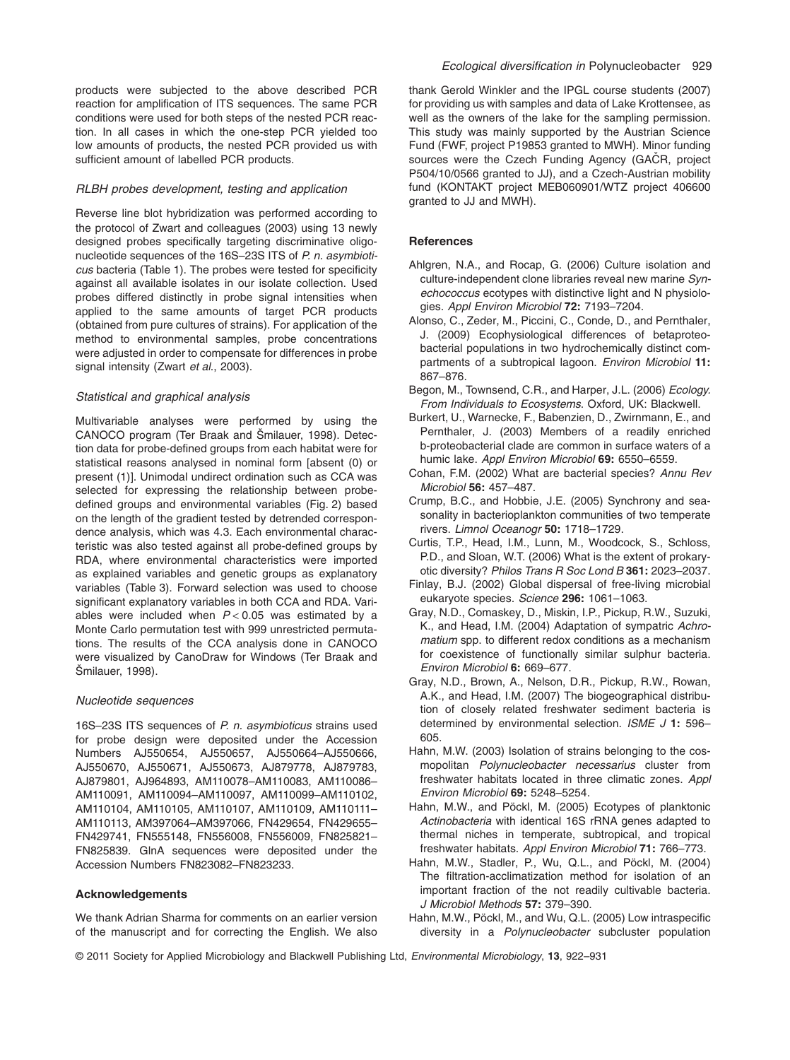products were subjected to the above described PCR reaction for amplification of ITS sequences. The same PCR conditions were used for both steps of the nested PCR reaction. In all cases in which the one-step PCR yielded too low amounts of products, the nested PCR provided us with sufficient amount of labelled PCR products.

### *RLBH probes development, testing and application*

Reverse line blot hybridization was performed according to the protocol of Zwart and colleagues (2003) using 13 newly designed probes specifically targeting discriminative oligonucleotide sequences of the 16S–23S ITS of *P. n. asymbioticus* bacteria (Table 1). The probes were tested for specificity against all available isolates in our isolate collection. Used probes differed distinctly in probe signal intensities when applied to the same amounts of target PCR products (obtained from pure cultures of strains). For application of the method to environmental samples, probe concentrations were adjusted in order to compensate for differences in probe signal intensity (Zwart *et al*., 2003).

### *Statistical and graphical analysis*

Multivariable analyses were performed by using the CANOCO program (Ter Braak and Šmilauer, 1998). Detection data for probe-defined groups from each habitat were for statistical reasons analysed in nominal form [absent (0) or present (1)]. Unimodal undirect ordination such as CCA was selected for expressing the relationship between probe-defined groups and environmental variables (Fig. 2) based on the length of the gradient tested by detrended correspondence analysis, which was 4.3. Each environmental characteristic was also tested against all probe-defined groups by RDA, where environmental characteristics were imported as explained variables and genetic groups as explanatory variables (Table 3). Forward selection was used to choose significant explanatory variables in both CCA and RDA. Variables were included when $P < 0.05$ was estimated by a Monte Carlo permutation test with 999 unrestricted permutations. The results of the CCA analysis done in CANOCO were visualized by CanoDraw for Windows (Ter Braak and Šmilauer, 1998).

### *Nucleotide sequences*

16S–23S ITS sequences of *P. n. asymbioticus* strains used for probe design were deposited under the Accession Numbers AJ550654, AJ550657, AJ550664–AJ550666, AJ550670, AJ550671, AJ550673, AJ879778, AJ879783, AJ879801, AJ964893, AM110078–AM110083, AM110086–AM110091, AM110094–AM110097, AM110099–AM110102, AM110104, AM110105, AM110107, AM110109, AM110111–AM110113, AM397064–AM397066, FN429654, FN429655–FN429741, FN555148, FN556008, FN556009, FN825821–FN825839. GlnA sequences were deposited under the Accession Numbers FN823082–FN823233.

## Acknowledgements

We thank Adrian Sharma for comments on an earlier version of the manuscript and for correcting the English. We also thank Gerold Winkler and the IPGL course students (2007) for providing us with samples and data of Lake Krottensee, as well as the owners of the lake for the sampling permission. This study was mainly supported by the Austrian Science Fund (FWF, project P19853 granted to MWH). Minor funding sources were the Czech Funding Agency (GAČR, project P504/10/0566 granted to JJ), and a Czech-Austrian mobility fund (KONTAKT project MEB060901/WTZ project 406600 granted to JJ and MWH).

## References

Ahlgren, N.A., and Rocap, G. (2006) Culture isolation and culture-independent clone libraries reveal new marine *Synechococcus* ecotypes with distinctive light and N physiologies. *Appl Environ Microbiol* **72:** 7193–7204.

Alonso, C., Zeder, M., Piccini, C., Conde, D., and Pernthaler, J. (2009) Ecophysiological differences of betaproteobacterial populations in two hydrochemically distinct compartments of a subtropical lagoon. *Environ Microbiol* **11:** 867–876.

Begon, M., Townsend, C.R., and Harper, J.L. (2006) *Ecology. From Individuals to Ecosystems*. Oxford, UK: Blackwell.

Burkert, U., Warnecke, F., Babenzien, D., Zwirnmann, E., and Pernthaler, J. (2003) Members of a readily enriched b-proteobacterial clade are common in surface waters of a humic lake. *Appl Environ Microbiol* **69:** 6550–6559.

Cohan, F.M. (2002) What are bacterial species? *Annu Rev Microbiol* **56:** 457–487.

Crump, B.C., and Hobbie, J.E. (2005) Synchrony and seasonality in bacterioplankton communities of two temperate rivers. *Limnol Oceanogr* **50:** 1718–1729.

Curtis, T.P., Head, I.M., Lunn, M., Woodcock, S., Schloss, P.D., and Sloan, W.T. (2006) What is the extent of prokaryotic diversity? *Philos Trans R Soc Lond B* **361:** 2023–2037.

Finlay, B.J. (2002) Global dispersal of free-living microbial eukaryote species. *Science* **296:** 1061–1063.

Gray, N.D., Comaskey, D., Miskin, I.P., Pickup, R.W., Suzuki, K., and Head, I.M. (2004) Adaptation of sympatric *Achromatium* spp. to different redox conditions as a mechanism for coexistence of functionally similar sulphur bacteria. *Environ Microbiol* **6:** 669–677.

Gray, N.D., Brown, A., Nelson, D.R., Pickup, R.W., Rowan, A.K., and Head, I.M. (2007) The biogeographical distribution of closely related freshwater sediment bacteria is determined by environmental selection. *ISME J* **1:** 596–605.

Hahn, M.W. (2003) Isolation of strains belonging to the cosmopolitan *Polynucleobacter necessarius* cluster from freshwater habitats located in three climatic zones. *Appl Environ Microbiol* **69:** 5248–5254.

Hahn, M.W., and Pöckl, M. (2005) Ecotypes of planktonic *Actinobacteria* with identical 16S rRNA genes adapted to thermal niches in temperate, subtropical, and tropical freshwater habitats. *Appl Environ Microbiol* **71:** 766–773.

Hahn, M.W., Stadler, P., Wu, Q.L., and Pöckl, M. (2004) The filtration-acclimatization method for isolation of an important fraction of the not readily cultivable bacteria. *J Microbiol Methods* **57:** 379–390.

Hahn, M.W., Pöckl, M., and Wu, Q.L. (2005) Low intraspecific diversity in a *Polynucleobacter* subcluster population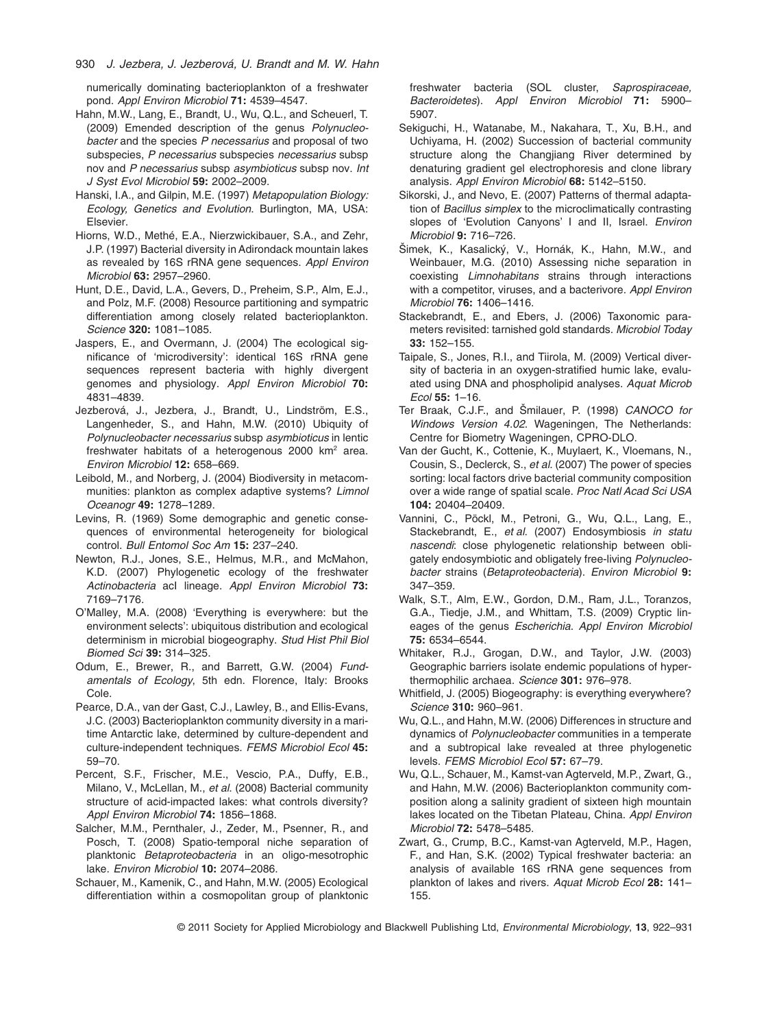numerically dominating bacterioplankton of a freshwater pond. *Appl Environ Microbiol* **71:** 4539–4547.

Hahn, M.W., Lang, E., Brandt, U., Wu, Q.L., and Scheuerl, T. (2009) Emended description of the genus *Polynucleobacter* and the species *P necessarius* and proposal of two subspecies, *P necessarius* subspecies *necessarius* subsp nov and *P necessarius* subsp *asymbioticus* subsp nov. *Int J Syst Evol Microbiol* **59:** 2002–2009.

Hanski, I.A., and Gilpin, M.E. (1997) *Metapopulation Biology: Ecology, Genetics and Evolution*. Burlington, MA, USA: Elsevier.

Hiorns, W.D., Methé, E.A., Nierzwickibauer, S.A., and Zehr, J.P. (1997) Bacterial diversity in Adirondack mountain lakes as revealed by 16S rRNA gene sequences. *Appl Environ Microbiol* **63:** 2957–2960.

Hunt, D.E., David, L.A., Gevers, D., Preheim, S.P., Alm, E.J., and Polz, M.F. (2008) Resource partitioning and sympatric differentiation among closely related bacterioplankton. *Science* **320:** 1081–1085.

Jaspers, E., and Overmann, J. (2004) The ecological significance of 'microdiversity': identical 16S rRNA gene sequences represent bacteria with highly divergent genomes and physiology. *Appl Environ Microbiol* **70:** 4831–4839.

Jezberová, J., Jezbera, J., Brandt, U., Lindström, E.S., Langenheder, S., and Hahn, M.W. (2010) Ubiquity of *Polynucleobacter necessarius* subsp *asymbioticus* in lentic freshwater habitats of a heterogenous 2000 km$^2$ area. *Environ Microbiol* **12:** 658–669.

Leibold, M., and Norberg, J. (2004) Biodiversity in metacommunities: plankton as complex adaptive systems? *Limnol Oceanogr* **49:** 1278–1289.

Levins, R. (1969) Some demographic and genetic consequences of environmental heterogeneity for biological control. *Bull Entomol Soc Am* **15:** 237–240.

Newton, R.J., Jones, S.E., Helmus, M.R., and McMahon, K.D. (2007) Phylogenetic ecology of the freshwater *Actinobacteria* acI lineage. *Appl Environ Microbiol* **73:** 7169–7176.

O'Malley, M.A. (2008) 'Everything is everywhere: but the environment selects': ubiquitous distribution and ecological determinism in microbial biogeography. *Stud Hist Phil Biol Biomed Sci* **39:** 314–325.

Odum, E., Brewer, R., and Barrett, G.W. (2004) *Fundamentals of Ecology*, 5th edn. Florence, Italy: Brooks Cole.

Pearce, D.A., van der Gast, C.J., Lawley, B., and Ellis-Evans, J.C. (2003) Bacterioplankton community diversity in a maritime Antarctic lake, determined by culture-dependent and culture-independent techniques. *FEMS Microbiol Ecol* **45:** 59–70.

Percent, S.F., Frischer, M.E., Vescio, P.A., Duffy, E.B., Milano, V., McLellan, M., *et al*. (2008) Bacterial community structure of acid-impacted lakes: what controls diversity? *Appl Environ Microbiol* **74:** 1856–1868.

Salcher, M.M., Pernthaler, J., Zeder, M., Psenner, R., and Posch, T. (2008) Spatio-temporal niche separation of planktonic *Betaproteobacteria* in an oligo-mesotrophic lake. *Environ Microbiol* **10:** 2074–2086.

Schauer, M., Kamenik, C., and Hahn, M.W. (2005) Ecological differentiation within a cosmopolitan group of planktonic freshwater bacteria (SOL cluster, *Saprospiraceae, Bacteroidetes*). *Appl Environ Microbiol* **71:** 5900–5907.

Sekiguchi, H., Watanabe, M., Nakahara, T., Xu, B.H., and Uchiyama, H. (2002) Succession of bacterial community structure along the Changjiang River determined by denaturing gradient gel electrophoresis and clone library analysis. *Appl Environ Microbiol* **68:** 5142–5150.

Sikorski, J., and Nevo, E. (2007) Patterns of thermal adaptation of *Bacillus simplex* to the microclimatically contrasting slopes of 'Evolution Canyons' I and II, Israel. *Environ Microbiol* **9:** 716–726.

Šimek, K., Kasalický, V., Hornák, K., Hahn, M.W., and Weinbauer, M.G. (2010) Assessing niche separation in coexisting *Limnohabitans* strains through interactions with a competitor, viruses, and a bacterivore. *Appl Environ Microbiol* **76:** 1406–1416.

Stackebrandt, E., and Ebers, J. (2006) Taxonomic parameters revisited: tarnished gold standards. *Microbiol Today* **33:** 152–155.

Taipale, S., Jones, R.I., and Tiirola, M. (2009) Vertical diversity of bacteria in an oxygen-stratified humic lake, evaluated using DNA and phospholipid analyses. *Aquat Microb Ecol* **55:** 1–16.

Ter Braak, C.J.F., and Šmilauer, P. (1998) *CANOCO for Windows Version 4.02*. Wageningen, The Netherlands: Centre for Biometry Wageningen, CPRO-DLO.

Van der Gucht, K., Cottenie, K., Muylaert, K., Vloemans, N., Cousin, S., Declerck, S., *et al*. (2007) The power of species sorting: local factors drive bacterial community composition over a wide range of spatial scale. *Proc Natl Acad Sci USA* **104:** 20404–20409.

Vannini, C., Pöckl, M., Petroni, G., Wu, Q.L., Lang, E., Stackebrandt, E., *et al*. (2007) Endosymbiosis *in statu nascendi*: close phylogenetic relationship between obligately endosymbiotic and obligately free-living *Polynucleobacter* strains (*Betaproteobacteria*). *Environ Microbiol* **9:** 347–359.

Walk, S.T., Alm, E.W., Gordon, D.M., Ram, J.L., Toranzos, G.A., Tiedje, J.M., and Whittam, T.S. (2009) Cryptic lineages of the genus *Escherichia*. *Appl Environ Microbiol* **75:** 6534–6544.

Whitaker, R.J., Grogan, D.W., and Taylor, J.W. (2003) Geographic barriers isolate endemic populations of hyperthermophilic archaea. *Science* **301:** 976–978.

Whitfield, J. (2005) Biogeography: is everything everywhere? *Science* **310:** 960–961.

Wu, Q.L., and Hahn, M.W. (2006) Differences in structure and dynamics of *Polynucleobacter* communities in a temperate and a subtropical lake revealed at three phylogenetic levels. *FEMS Microbiol Ecol* **57:** 67–79.

Wu, Q.L., Schauer, M., Kamst-van Agterveld, M.P., Zwart, G., and Hahn, M.W. (2006) Bacterioplankton community composition along a salinity gradient of sixteen high mountain lakes located on the Tibetan Plateau, China. *Appl Environ Microbiol* **72:** 5478–5485.

Zwart, G., Crump, B.C., Kamst-van Agterveld, M.P., Hagen, F., and Han, S.K. (2002) Typical freshwater bacteria: an analysis of available 16S rRNA gene sequences from plankton of lakes and rivers. *Aquat Microb Ecol* **28:** 141–155.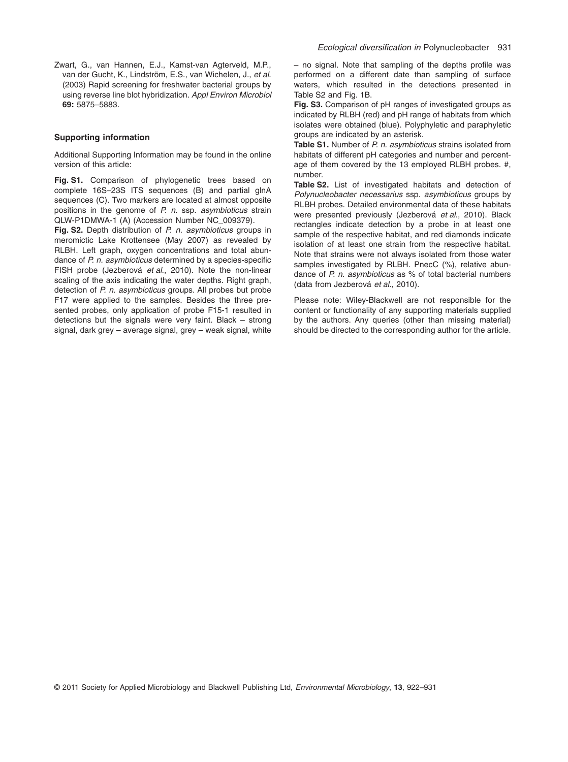Zwart, G., van Hannen, E.J., Kamst-van Agterveld, M.P., van der Gucht, K., Lindström, E.S., van Wichelen, J., *et al.* (2003) Rapid screening for freshwater bacterial groups by using reverse line blot hybridization. *Appl Environ Microbiol* **69:** 5875–5883.

## Supporting information

Additional Supporting Information may be found in the online version of this article:

**Fig. S1.** Comparison of phylogenetic trees based on complete 16S–23S ITS sequences (B) and partial glnA sequences (C). Two markers are located at almost opposite positions in the genome of *P. n.* ssp. *asymbioticus* strain QLW-P1DMWA-1 (A) (Accession Number NC_009379).

**Fig. S2.** Depth distribution of *P. n. asymbioticus* groups in meromictic Lake Krottensee (May 2007) as revealed by RLBH. Left graph, oxygen concentrations and total abundance of *P. n. asymbioticus* determined by a species-specific FISH probe (Jezberová *et al.*, 2010). Note the non-linear scaling of the axis indicating the water depths. Right graph, detection of *P. n. asymbioticus* groups. All probes but probe F17 were applied to the samples. Besides the three presented probes, only application of probe F15-1 resulted in detections but the signals were very faint. Black – strong signal, dark grey – average signal, grey – weak signal, white – no signal. Note that sampling of the depths profile was performed on a different date than sampling of surface waters, which resulted in the detections presented in Table S2 and Fig. 1B.

**Fig. S3.** Comparison of pH ranges of investigated groups as indicated by RLBH (red) and pH range of habitats from which isolates were obtained (blue). Polyphyletic and paraphyletic groups are indicated by an asterisk.

**Table S1.** Number of *P. n. asymbioticus* strains isolated from habitats of different pH categories and number and percentage of them covered by the 13 employed RLBH probes. #, number.

**Table S2.** List of investigated habitats and detection of *Polynucleobacter necessarius* ssp. *asymbioticus* groups by RLBH probes. Detailed environmental data of these habitats were presented previously (Jezberová *et al.*, 2010). Black rectangles indicate detection by a probe in at least one sample of the respective habitat, and red diamonds indicate isolation of at least one strain from the respective habitat. Note that strains were not always isolated from those water samples investigated by RLBH. PnecC (%), relative abundance of *P. n. asymbioticus* as % of total bacterial numbers (data from Jezberová *et al.*, 2010).

Please note: Wiley-Blackwell are not responsible for the content or functionality of any supporting materials supplied by the authors. Any queries (other than missing material) should be directed to the corresponding author for the article.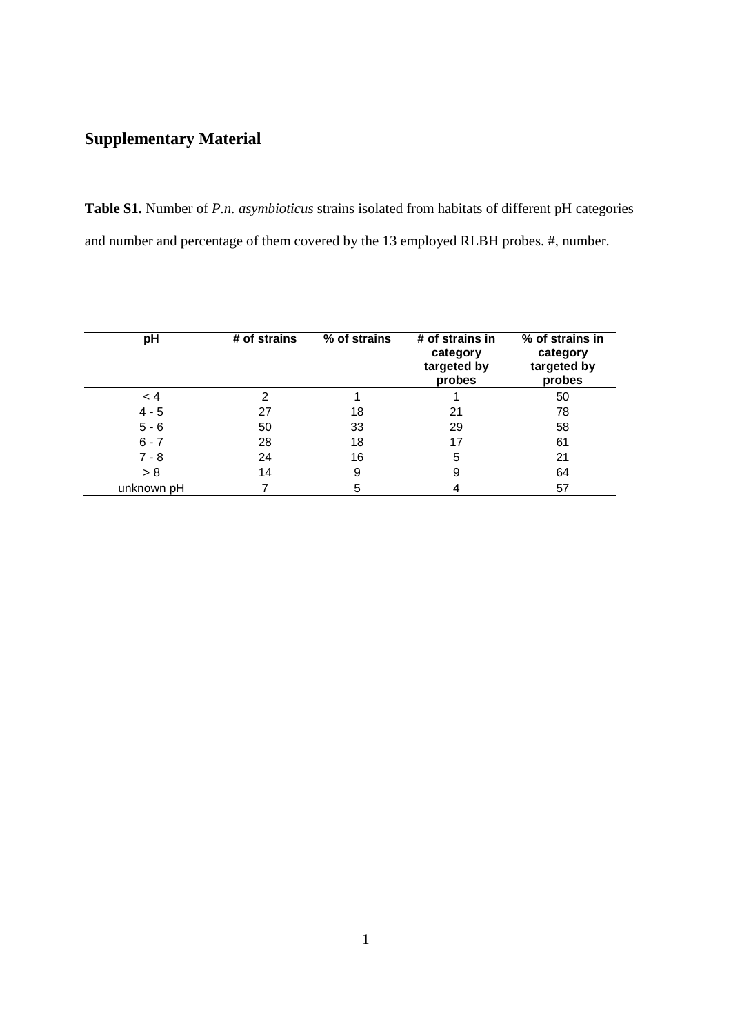## Supplementary Material

**Table S1.** Number of *P.n. asymbioticus* strains isolated from habitats of different pH categories and number and percentage of them covered by the 13 employed RLBH probes. #, number.

| pH | # of strains | % of strains | # of strains in category targeted by probes | % of strains in category targeted by probes |
|---|---|---|---|---|
| < 4 | 2 | 1 | 1 | 50 |
| 4 - 5 | 27 | 18 | 21 | 78 |
| 5 - 6 | 50 | 33 | 29 | 58 |
| 6 - 7 | 28 | 18 | 17 | 61 |
| 7 - 8 | 24 | 16 | 5 | 21 |
| > 8 | 14 | 9 | 9 | 64 |
| unknown pH | 7 | 5 | 4 | 57 |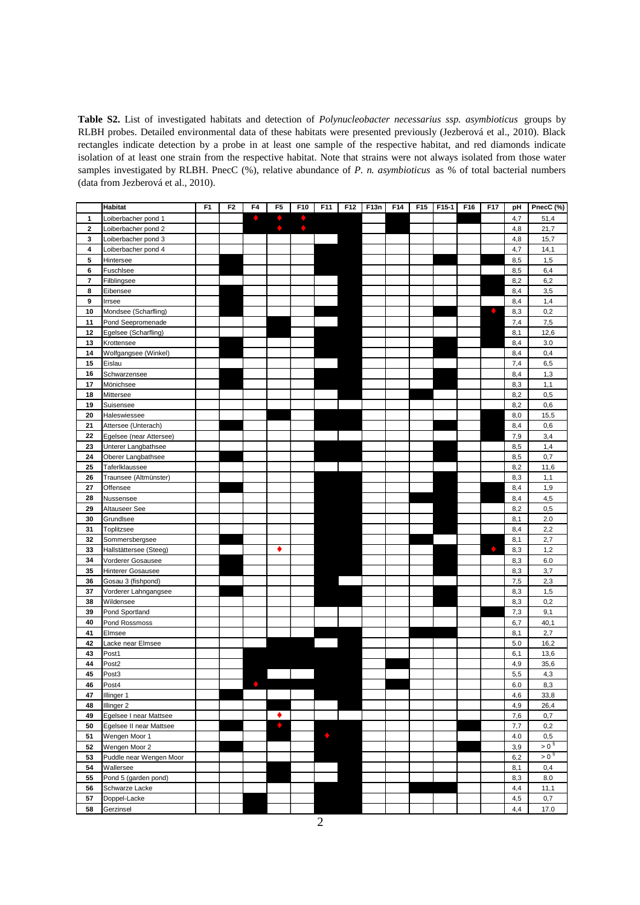**Table S2.** List of investigated habitats and detection of *Polynucleobacter necessarius ssp. asymbioticus* groups by RLBH probes. Detailed environmental data of these habitats were presented previously (Jezberová et al., 2010). Black rectangles indicate detection by a probe in at least one sample of the respective habitat, and red diamonds indicate isolation of at least one strain from the respective habitat. Note that strains were not always isolated from those water samples investigated by RLBH. PnecC (%), relative abundance of *P. n. asymbioticus* as % of total bacterial numbers (data from Jezberová et al., 2010).

(■ = black rectangle; ♦ = red diamond)

| | Habitat | F1 | F2 | F4 | F5 | F10 | F11 | F12 | F13n | F14 | F15 | F15-1 | F16 | F17 | pH | PnecC (%) |
|---|---|---|---|---|---|---|---|---|---|---|---|---|---|---|---|---|
| 1 | Loiberbacher pond 1 | | | ♦ | ♦ | ♦ | ■ | ■ | | ■ | | | ■ | | 4,7 | 51,4 |
| 2 | Loiberbacher pond 2 | | | ■ | ♦ | ♦ | ■ | ■ | | ■ | | | | | 4,8 | 21,7 |
| 3 | Loiberbacher pond 3 | | | | | | | ■ | | | | | | | 4,8 | 15,7 |
| 4 | Loiberbacher pond 4 | | | | | | ■ | ■ | | | | | | | 4,7 | 14,1 |
| 5 | Hintersee | | ■ | | | | ■ | ■ | | | | ■ | | ■ | 8,5 | 1,5 |
| 6 | Fuschlsee | | ■ | | | | ■ | ■ | | | | | | | 8,5 | 6,4 |
| 7 | Filblingsee | | | | | | | ■ | | | | | | ■ | 8,2 | 6,2 |
| 8 | Eibensee | | ■ | | | | | ■ | | | | | | ■ | 8,4 | 3,5 |
| 9 | Irrsee | | ■ | | | | | ■ | | | | | | ■ | 8,4 | 1,4 |
| 10 | Mondsee (Scharfling) | | ■ | | | | ■ | ■ | | | | ■ | | ♦ | 8,3 | 0,2 |
| 11 | Pond Seepromenade | | | | ■ | | | ■ | | | | | | ■ | 7,4 | 7,5 |
| 12 | Egelsee (Scharfling) | | | | ■ | | ■ | ■ | | | | | | ■ | 8,1 | 12,6 |
| 13 | Krottensee | | ■ | | | | ■ | ■ | | | | ■ | | ■ | 8,4 | 3.0 |
| 14 | Wolfgangsee (Winkel) | | ■ | | | | ■ | ■ | | | | ■ | | ■ | 8,4 | 0,4 |
| 15 | Eislau | | | | | | | ■ | | | | | | | 7,4 | 6,5 |
| 16 | Schwarzensee | | ■ | | | | ■ | ■ | | | | ■ | | | 8,4 | 1,3 |
| 17 | Mönichsee | | ■ | | | | ■ | ■ | | | | ■ | | | 8,3 | 1,1 |
| 18 | Mittersee | | | | | | | ■ | | | ■ | | | | 8,2 | 0,5 |
| 19 | Suisensee | | | | | | ■ | | | | | | | | 8,2 | 0,6 |
| 20 | Haleswiessee | | | | ■ | | ■ | ■ | | | | | | ■ | 8,0 | 15,5 |
| 21 | Attersee (Unterach) | | ■ | | | | ■ | ■ | | | | ■ | | ■ | 8,4 | 0,6 |
| 22 | Egelsee (near Attersee) | | | | | | ■ | | | | | | | ■ | 7,9 | 3,4 |
| 23 | Unterer Langbathsee | | | | | | ■ | ■ | | | | ■ | | | 8,5 | 1,4 |
| 24 | Oberer Langbathsee | | ■ | | | | ■ | ■ | | | | ■ | | | 8,5 | 0,7 |
| 25 | Taferlklaussee | | | | | | ■ | | | | | | | | 8,2 | 11,6 |
| 26 | Traunsee (Altmünster) | | | | | | ■ | ■ | | | | ■ | | | 8,3 | 1,1 |
| 27 | Offensee | | ■ | | | | ■ | ■ | | | | ■ | | ■ | 8,4 | 1,9 |
| 28 | Nussensee | | | | | | ■ | ■ | | | ■ | ■ | | ■ | 8,4 | 4,5 |
| 29 | Altauseer See | | | | | | ■ | ■ | | | | ■ | | | 8,2 | 0,5 |
| 30 | Grundlsee | | | | | | ■ | ■ | | | | ■ | | | 8,1 | 2.0 |
| 31 | Toplitzsee | | | | | | ■ | ■ | | | | ■ | | | 8,4 | 2,2 |
| 32 | Sommersbergsee | | ■ | | | | ■ | ■ | | | ■ | | | ■ | 8,1 | 2,7 |
| 33 | Hallstättersee (Steeg) | | | | ♦ | | ■ | ■ | | | | ■ | | ♦ | 8,3 | 1,2 |
| 34 | Vorderer Gosausee | | ■ | | | | ■ | ■ | | | | ■ | | | 8,3 | 6.0 |
| 35 | Hinterer Gosausee | | ■ | | | | ■ | ■ | | | | ■ | | | 8,3 | 3,7 |
| 36 | Gosau 3 (fishpond) | | | | | | ■ | | | | | | | | 7,5 | 2,3 |
| 37 | Vorderer Lahngangsee | | ■ | | | | ■ | ■ | | | | ■ | | | 8,3 | 1,5 |
| 38 | Wildensee | | | | | | ■ | ■ | | | | ■ | | | 8,3 | 0,2 |
| 39 | Pond Sportland | | | | | | | | | | | | | ■ | 7,3 | 9,1 |
| 40 | Pond Rossmoss | | | | | | | | | | | | | | 6,7 | 40,1 |
| 41 | Elmsee | | | | | | ■ | ■ | | | ■ | ■ | | | 8,1 | 2,7 |
| 42 | Lacke near Elmsee | | | | ■ | ■ | | ■ | | | | | | | 5.0 | 16,2 |
| 43 | Post1 | | | ■ | ■ | ■ | ■ | ■ | | | | | | | 6,1 | 13,6 |
| 44 | Post2 | | | ■ | ■ | ■ | ■ | ■ | | ■ | | | | | 4,9 | 35,6 |
| 45 | Post3 | | | ■ | | | ■ | ■ | | | | | | | 5,5 | 4,3 |
| 46 | Post4 | | | ♦ | ■ | ■ | ■ | ■ | | ■ | | | | | 6.0 | 8,3 |
| 47 | Illinger 1 | | ■ | | | | ■ | ■ | | | | | | | 4,6 | 33,8 |
| 48 | Illinger 2 | | | | ■ | | | ■ | | | | | | | 4,9 | 26,4 |
| 49 | Egelsee I near Mattsee | | | | ♦ | | | | | | | | | | 7,6 | 0,7 |
| 50 | Egelsee II near Mattsee | | ■ | | ♦ | | ■ | ■ | | | | | ■ | | 7,7 | 0,2 |
| 51 | Wengen Moor 1 | | | | ■ | | ♦ | ■ | | | | | | | 4.0 | 0,5 |
| 52 | Wengen Moor 2 | | ■ | | | | ■ | ■ | | | | | ■ | | 3,9 | > 0 § |
| 53 | Puddle near Wengen Moor | | | | | | ■ | ■ | | | | | | | 6,2 | > 0 § |
| 54 | Wallersee | | | | ■ | | | ■ | | | | | | | 8,1 | 0,4 |
| 55 | Pond 5 (garden pond) | | | | ■ | | | ■ | | | | | | | 8,3 | 8.0 |
| 56 | Schwarze Lacke | | | | | | ■ | ■ | | | ■ | ■ | | | 4,4 | 11,1 |
| 57 | Doppel-Lacke | | | ■ | | | ■ | ■ | | | | | | | 4,5 | 0,7 |
| 58 | Gerzinsel | | | ■ | | | ■ | ■ | | | | | | | 4,4 | 17.0 |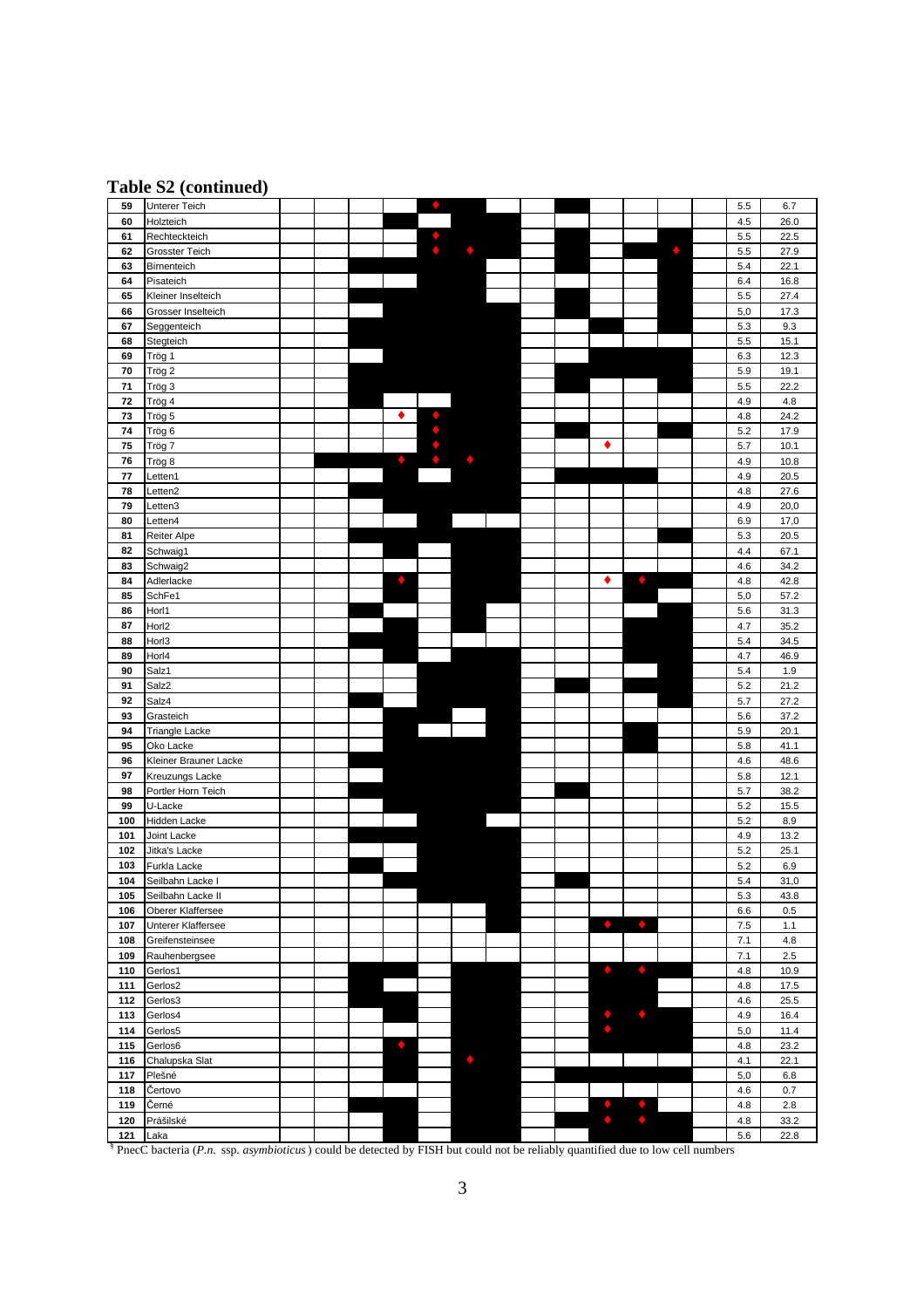# Table S2 (continued)

| No. | Site | | | | | | | | | | | | | | pH | |
|---|---|---|---|---|---|---|---|---|---|---|---|---|---|---|---|---|
| 59 | Unterer Teich | | | | | ♦ | ■ | | | ■ | | | | | 5.5 | 6.7 |
| 60 | Holzteich | | | | ■ | | ■ | ■ | | ■ | | | | | 4.5 | 26.0 |
| 61 | Rechteckteich | | | | | ♦ | ■ | ■ | | ■ | | | ■ | | 5.5 | 22.5 |
| 62 | Grosster Teich | | | | | ♦ | ♦ | ■ | | ■ | | ■ | ♦ | | 5.5 | 27.9 |
| 63 | Birnenteich | | | ■ | ■ | ■ | ■ | | | ■ | | | ■ | | 5.4 | 22.1 |
| 64 | Pisateich | | | | | ■ | ■ | | | | | | ■ | | 6.4 | 16.8 |
| 65 | Kleiner Inselteich | | | ■ | ■ | ■ | ■ | | | ■ | | | ■ | | 5.5 | 27.4 |
| 66 | Grosser Inselteich | | | | ■ | ■ | ■ | ■ | | ■ | | | ■ | | 5,0 | 17.3 |
| 67 | Seggenteich | | | ■ | ■ | ■ | ■ | ■ | | | ■ | | ■ | | 5.3 | 9.3 |
| 68 | Stegteich | | | ■ | ■ | ■ | ■ | ■ | | | ■ | | | | 5.5 | 15.1 |
| 69 | Trög 1 | | | | ■ | ■ | ■ | ■ | | | ■ | ■ | ■ | | 6.3 | 12.3 |
| 70 | Trög 2 | | | ■ | ■ | ■ | ■ | ■ | | ■ | ■ | ■ | ■ | | 5.9 | 19.1 |
| 71 | Trög 3 | | | ■ | ■ | ■ | ■ | ■ | | ■ | | | ■ | | 5.5 | 22.2 |
| 72 | Trög 4 | | | ■ | | | ■ | ■ | | | | | | | 4.9 | 4.8 |
| 73 | Trög 5 | | | | ♦ | ♦ | ■ | ■ | | | | | | | 4.8 | 24.2 |
| 74 | Trög 6 | | | | | ♦ | ■ | ■ | | ■ | | | ■ | | 5.2 | 17.9 |
| 75 | Trög 7 | | | | | ♦ | ■ | ■ | | | ♦ | | | | 5.7 | 10.1 |
| 76 | Trög 8 | | ■ | ■ | ♦ | ♦ | ♦ | ■ | | | | | | | 4.9 | 10.8 |
| 77 | Letten1 | | | ■ | ■ | | ■ | ■ | | ■ | ■ | ■ | | | 4.9 | 20.5 |
| 78 | Letten2 | | | ■ | ■ | ■ | ■ | ■ | | | | | | | 4.8 | 27.6 |
| 79 | Letten3 | | | | ■ | ■ | ■ | ■ | | | | | | | 4.9 | 20,0 |
| 80 | Letten4 | | | | | ■ | | | | | | | | | 6.9 | 17,0 |
| 81 | Reiter Alpe | | | ■ | ■ | ■ | ■ | ■ | | | | | ■ | | 5.3 | 20.5 |
| 82 | Schwaig1 | | | | ■ | | ■ | ■ | | | | | | | 4.4 | 67.1 |
| 83 | Schwaig2 | | | | ■ | | ■ | ■ | | | | | | | 4.6 | 34.2 |
| 84 | Adlerlacke | | | | ♦ | | ■ | ■ | | | ♦ | ♦ | ■ | | 4.8 | 42.8 |
| 85 | SchFe1 | | | | ■ | | ■ | ■ | | | | ■ | | | 5,0 | 57.2 |
| 86 | Horl1 | | | ■ | ■ | | ■ | | | | | | ■ | | 5.6 | 31.3 |
| 87 | Horl2 | | | | ■ | | ■ | | | | | ■ | ■ | | 4.7 | 35.2 |
| 88 | Horl3 | | | ■ | ■ | | | | | | | ■ | ■ | | 5.4 | 34.5 |
| 89 | Horl4 | | | | ■ | | ■ | ■ | | | | ■ | ■ | | 4.7 | 46.9 |
| 90 | Salz1 | | | | | ■ | ■ | ■ | | | ■ | | ■ | | 5.4 | 1.9 |
| 91 | Salz2 | | | | | ■ | ■ | ■ | | ■ | | ■ | ■ | | 5.2 | 21.2 |
| 92 | Salz4 | | | ■ | | ■ | ■ | ■ | | | | | ■ | | 5.7 | 27.2 |
| 93 | Grasteich | | | | ■ | ■ | | ■ | | | | | | | 5.6 | 37.2 |
| 94 | Triangle Lacke | | | | ■ | | | ■ | | | | ■ | | | 5.9 | 20.1 |
| 95 | Oko Lacke | | | | ■ | ■ | ■ | ■ | | | | ■ | | | 5.8 | 41.1 |
| 96 | Kleiner Brauner Lacke | | | ■ | ■ | ■ | ■ | ■ | | | | | | | 4.6 | 48.6 |
| 97 | Kreuzungs Lacke | | | | ■ | ■ | ■ | ■ | | | | | | | 5.8 | 12.1 |
| 98 | Portler Horn Teich | | | ■ | ■ | ■ | ■ | ■ | | ■ | | | | | 5.7 | 38.2 |
| 99 | U-Lacke | | | | ■ | ■ | ■ | ■ | | | | | | | 5.2 | 15.5 |
| 100 | Hidden Lacke | | | | | ■ | ■ | | | | | | | | 5.2 | 8.9 |
| 101 | Joint Lacke | | | ■ | ■ | ■ | ■ | ■ | | | | | | | 4.9 | 13.2 |
| 102 | Jitka's Lacke | | | | ■ | ■ | ■ | ■ | | | | | | | 5.2 | 25.1 |
| 103 | Furkla Lacke | | | ■ | | ■ | ■ | ■ | | | | | | | 5.2 | 6.9 |
| 104 | Seilbahn Lacke I | | | | ■ | ■ | ■ | ■ | | ■ | | | | | 5.4 | 31,0 |
| 105 | Seilbahn Lacke II | | | | | ■ | ■ | ■ | | | | | | | 5.3 | 43.8 |
| 106 | Oberer Klaffersee | | | | | | | ■ | | | | | | | 6.6 | 0.5 |
| 107 | Unterer Klaffersee | | | | | | | ■ | | | ♦ | ♦ | | | 7.5 | 1.1 |
| 108 | Greifensteinsee | | | | | | | | | | | | | | 7.1 | 4.8 |
| 109 | Rauhenbergsee | | | | | | | | | | | | | | 7.1 | 2.5 |
| 110 | Gerlos1 | | | ■ | ■ | | ■ | ■ | | | ♦ | ♦ | ■ | | 4.8 | 10.9 |
| 111 | Gerlos2 | | | ■ | | | ■ | ■ | | | ■ | ■ | | | 4.8 | 17.5 |
| 112 | Gerlos3 | | | ■ | ■ | | ■ | ■ | | | ■ | ■ | | | 4.6 | 25.5 |
| 113 | Gerlos4 | | | | ■ | | ■ | ■ | | | ♦ | ♦ | ■ | | 4.9 | 16.4 |
| 114 | Gerlos5 | | | | ■ | | ■ | ■ | | | ♦ | ■ | ■ | | 5,0 | 11.4 |
| 115 | Gerlos6 | | | | ♦ | | ■ | ■ | | | ■ | ■ | ■ | | 4.8 | 23.2 |
| 116 | Chalupska Slat | | | | ■ | | ♦ | ■ | | | | | | | 4.1 | 22.1 |
| 117 | Plešné | | | | ■ | | ■ | ■ | | ■ | ■ | ■ | ■ | | 5,0 | 6.8 |
| 118 | Čertovo | | | | | | ■ | ■ | | | | | | | 4.6 | 0.7 |
| 119 | Černé | | | ■ | ■ | | ■ | ■ | | | ♦ | ♦ | | | 4.8 | 2.8 |
| 120 | Prášilské | | | | ■ | | ■ | ■ | | ■ | ♦ | ♦ | ■ | | 4.8 | 33.2 |
| 121 | Laka | | | | ■ | | ■ | ■ | | | | | ■ | | 5.6 | 22.8 |

§ PnecC bacteria (*P.n.* ssp. *asymbioticus*) could be detected by FISH but could not be reliably quantified due to low cell numbers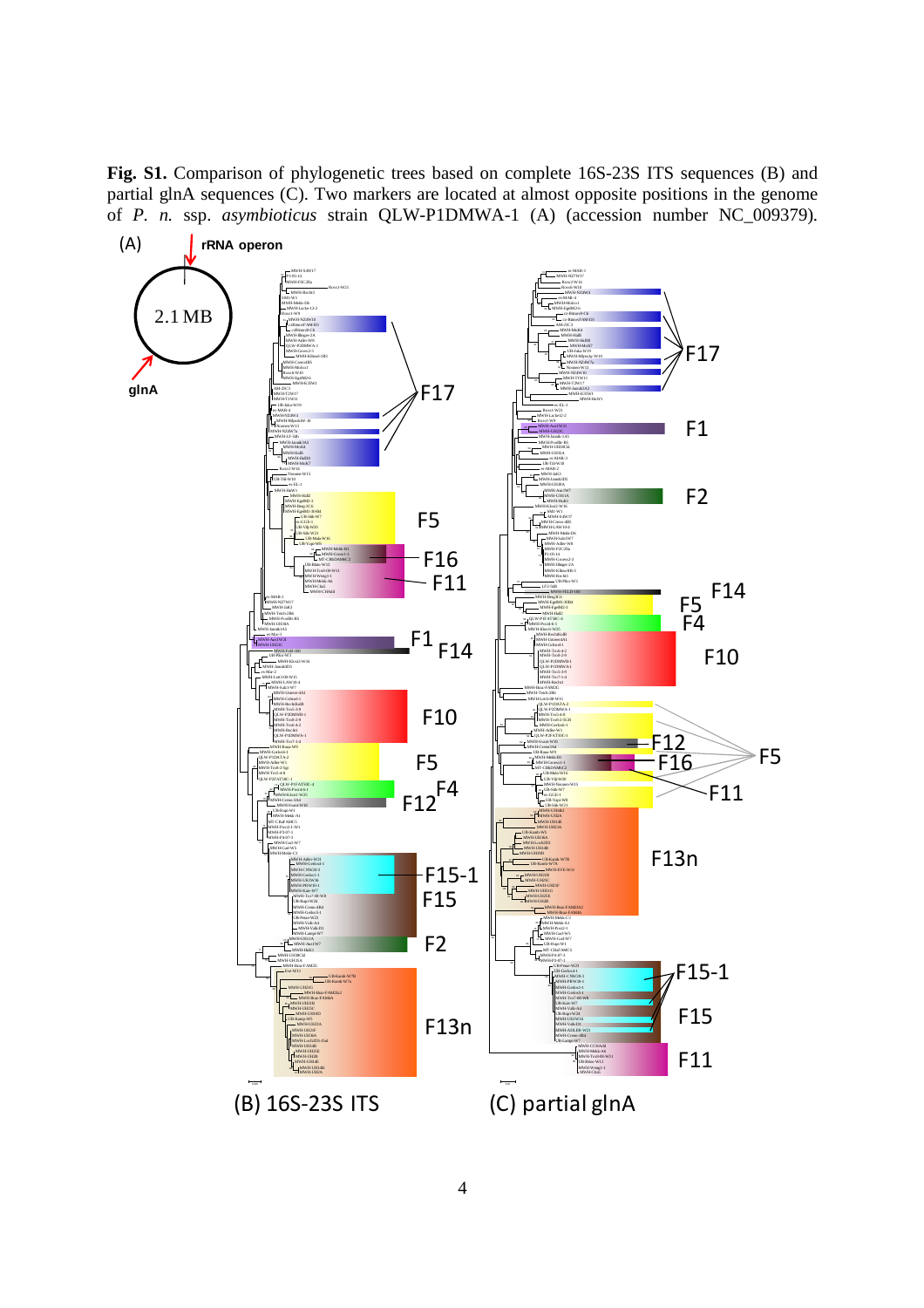**Fig. S1.** Comparison of phylogenetic trees based on complete 16S-23S ITS sequences (B) and partial glnA sequences (C). Two markers are located at almost opposite positions in the genome of *P. n.* ssp. *asymbioticus* strain QLW-P1DMWA-1 (A) (accession number NC_009379).

(A) rRNA operon, 2.1 MB, glnA

(B) 16S-23S ITS

(C) partial glnA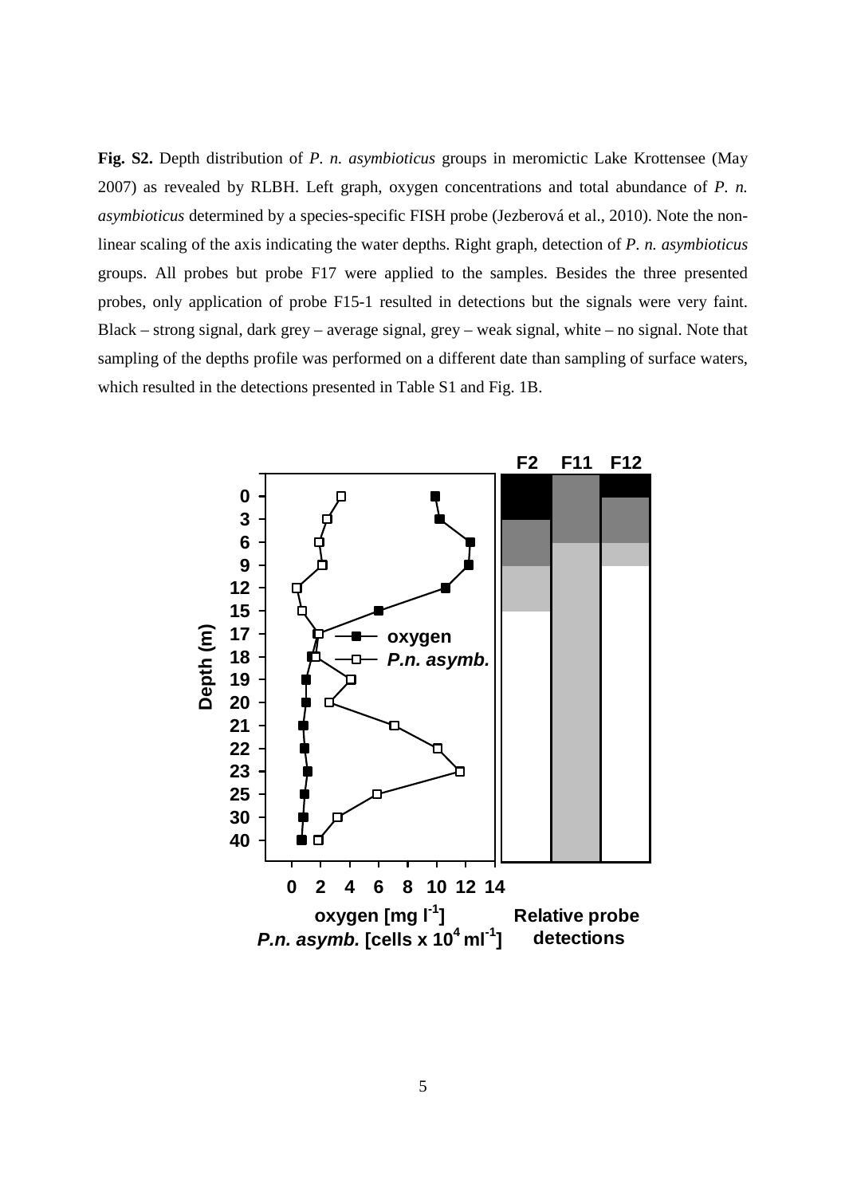**Fig. S2.** Depth distribution of *P. n. asymbioticus* groups in meromictic Lake Krottensee (May 2007) as revealed by RLBH. Left graph, oxygen concentrations and total abundance of *P. n. asymbioticus* determined by a species-specific FISH probe (Jezberová et al., 2010). Note the non-linear scaling of the axis indicating the water depths. Right graph, detection of *P. n. asymbioticus* groups. All probes but probe F17 were applied to the samples. Besides the three presented probes, only application of probe F15-1 resulted in detections but the signals were very faint. Black – strong signal, dark grey – average signal, grey – weak signal, white – no signal. Note that sampling of the depths profile was performed on a different date than sampling of surface waters, which resulted in the detections presented in Table S1 and Fig. 1B.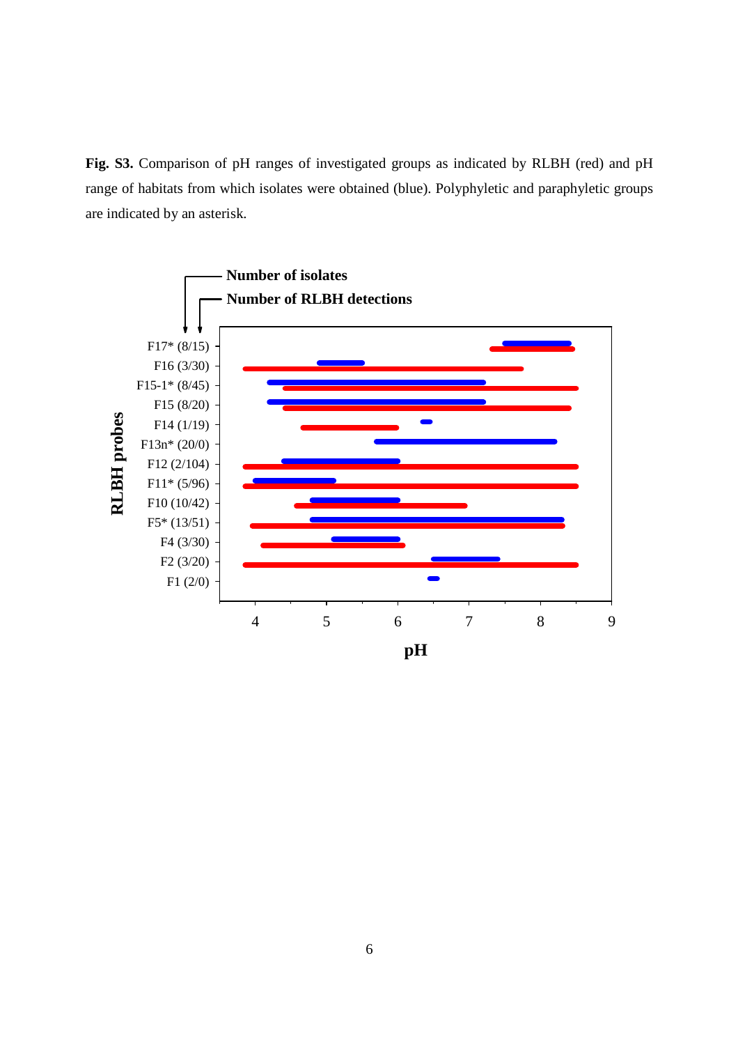**Fig. S3.** Comparison of pH ranges of investigated groups as indicated by RLBH (red) and pH range of habitats from which isolates were obtained (blue). Polyphyletic and paraphyletic groups are indicated by an asterisk.

Number of isolates

Number of RLBH detections

RLBH probes

F17* (8/15)

F16 (3/30)

F15-1* (8/45)

F15 (8/20)

F14 (1/19)

F13n* (20/0)

F12 (2/104)

F11* (5/96)

F10 (10/42)

F5* (13/51)

F4 (3/30)

F2 (3/20)

F1 (2/0)

4 5 6 7 8 9

pH